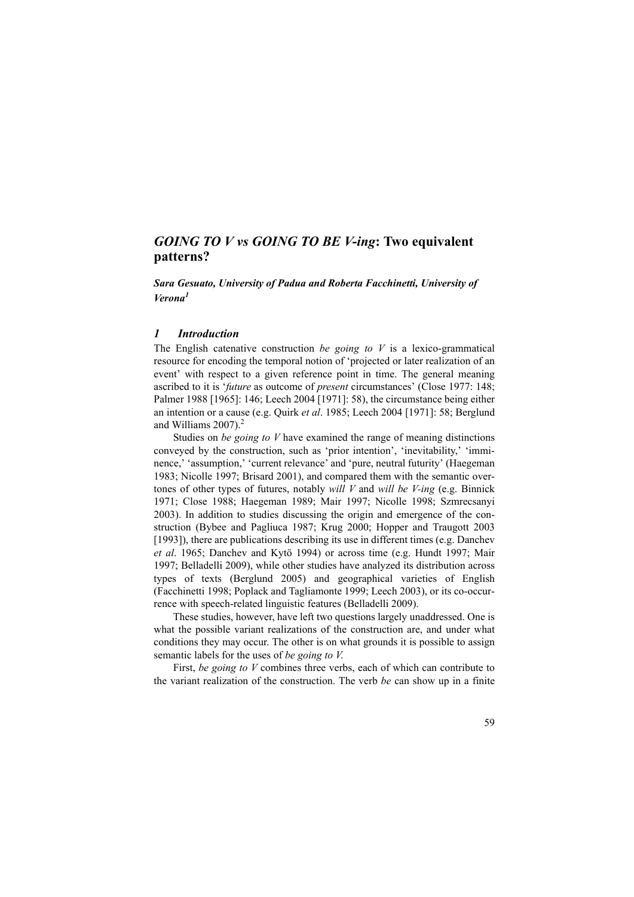# *GOING TO V vs GOING TO BE V-ing*: Two equivalent patterns?

***Sara Gesuato, University of Padua and Roberta Facchinetti, University of Verona*[1]**

## *1 Introduction*

The English catenative construction *be going to V* is a lexico-grammatical resource for encoding the temporal notion of 'projected or later realization of an event' with respect to a given reference point in time. The general meaning ascribed to it is '*future* as outcome of *present* circumstances' (Close 1977: 148; Palmer 1988 [1965]: 146; Leech 2004 [1971]: 58), the circumstance being either an intention or a cause (e.g. Quirk *et al*. 1985; Leech 2004 [1971]: 58; Berglund and Williams 2007).[2]

Studies on *be going to V* have examined the range of meaning distinctions conveyed by the construction, such as 'prior intention', 'inevitability,' 'imminence,' 'assumption,' 'current relevance' and 'pure, neutral futurity' (Haegeman 1983; Nicolle 1997; Brisard 2001), and compared them with the semantic overtones of other types of futures, notably *will V* and *will be V-ing* (e.g. Binnick 1971; Close 1988; Haegeman 1989; Mair 1997; Nicolle 1998; Szmrecsanyi 2003). In addition to studies discussing the origin and emergence of the construction (Bybee and Pagliuca 1987; Krug 2000; Hopper and Traugott 2003 [1993]), there are publications describing its use in different times (e.g. Danchev *et al*. 1965; Danchev and Kytö 1994) or across time (e.g. Hundt 1997; Mair 1997; Belladelli 2009), while other studies have analyzed its distribution across types of texts (Berglund 2005) and geographical varieties of English (Facchinetti 1998; Poplack and Tagliamonte 1999; Leech 2003), or its co-occurrence with speech-related linguistic features (Belladelli 2009).

These studies, however, have left two questions largely unaddressed. One is what the possible variant realizations of the construction are, and under what conditions they may occur. The other is on what grounds it is possible to assign semantic labels for the uses of *be going to V.*

First, *be going to V* combines three verbs, each of which can contribute to the variant realization of the construction. The verb *be* can show up in a finite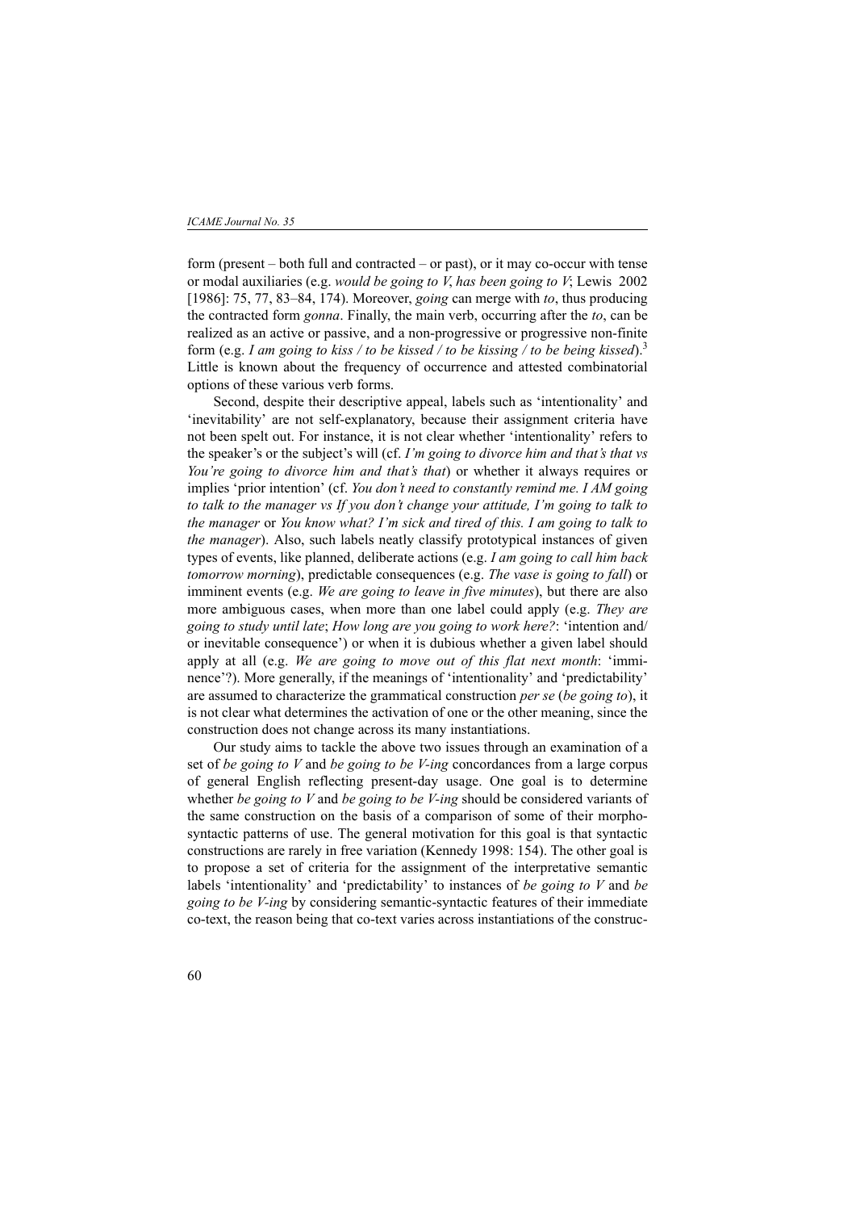form (present – both full and contracted – or past), or it may co-occur with tense or modal auxiliaries (e.g. *would be going to V*, *has been going to V*; Lewis 2002 [1986]: 75, 77, 83–84, 174). Moreover, *going* can merge with *to*, thus producing the contracted form *gonna*. Finally, the main verb, occurring after the *to*, can be realized as an active or passive, and a non-progressive or progressive non-finite form (e.g. *I am going to kiss / to be kissed / to be kissing / to be being kissed*).[3] Little is known about the frequency of occurrence and attested combinatorial options of these various verb forms.

Second, despite their descriptive appeal, labels such as 'intentionality' and 'inevitability' are not self-explanatory, because their assignment criteria have not been spelt out. For instance, it is not clear whether 'intentionality' refers to the speaker's or the subject's will (cf. *I'm going to divorce him and that's that vs You're going to divorce him and that's that*) or whether it always requires or implies 'prior intention' (cf. *You don't need to constantly remind me. I AM going to talk to the manager vs If you don't change your attitude, I'm going to talk to the manager* or *You know what? I'm sick and tired of this. I am going to talk to the manager*). Also, such labels neatly classify prototypical instances of given types of events, like planned, deliberate actions (e.g. *I am going to call him back tomorrow morning*), predictable consequences (e.g. *The vase is going to fall*) or imminent events (e.g. *We are going to leave in five minutes*), but there are also more ambiguous cases, when more than one label could apply (e.g. *They are going to study until late*; *How long are you going to work here?*: 'intention and/ or inevitable consequence') or when it is dubious whether a given label should apply at all (e.g. *We are going to move out of this flat next month*: 'imminence'?). More generally, if the meanings of 'intentionality' and 'predictability' are assumed to characterize the grammatical construction *per se* (*be going to*), it is not clear what determines the activation of one or the other meaning, since the construction does not change across its many instantiations.

Our study aims to tackle the above two issues through an examination of a set of *be going to V* and *be going to be V-ing* concordances from a large corpus of general English reflecting present-day usage. One goal is to determine whether *be going to V* and *be going to be V-ing* should be considered variants of the same construction on the basis of a comparison of some of their morpho-syntactic patterns of use. The general motivation for this goal is that syntactic constructions are rarely in free variation (Kennedy 1998: 154). The other goal is to propose a set of criteria for the assignment of the interpretative semantic labels 'intentionality' and 'predictability' to instances of *be going to V* and *be going to be V-ing* by considering semantic-syntactic features of their immediate co-text, the reason being that co-text varies across instantiations of the construc-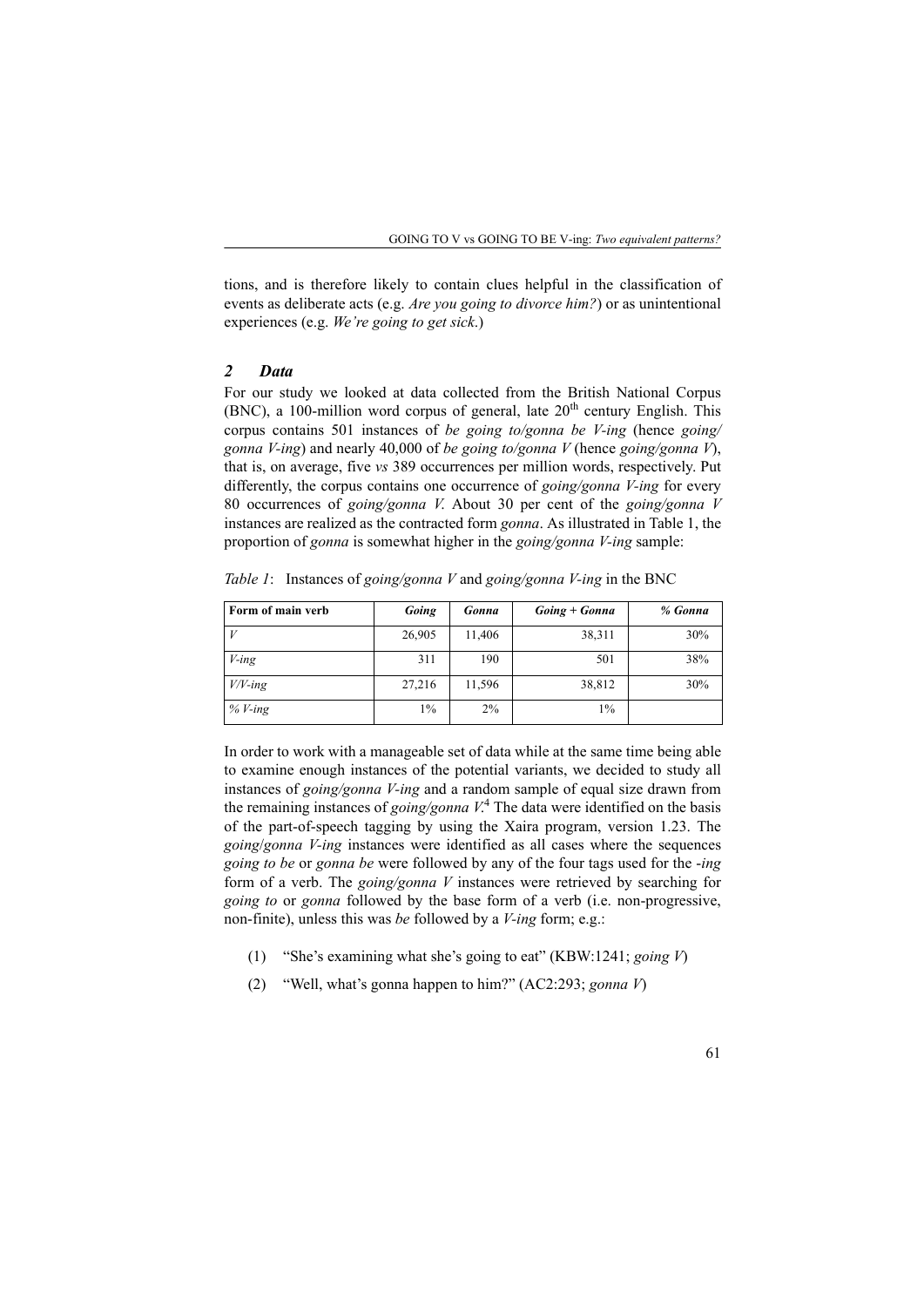tions, and is therefore likely to contain clues helpful in the classification of events as deliberate acts (e.g. *Are you going to divorce him?*) or as unintentional experiences (e.g. *We're going to get sick*.)

## *2 Data*

For our study we looked at data collected from the British National Corpus (BNC), a 100-million word corpus of general, late 20th century English. This corpus contains 501 instances of *be going to/gonna be V-ing* (hence *going/gonna V-ing*) and nearly 40,000 of *be going to/gonna V* (hence *going/gonna V*), that is, on average, five *vs* 389 occurrences per million words, respectively. Put differently, the corpus contains one occurrence of *going/gonna V-ing* for every 80 occurrences of *going/gonna V.* About 30 per cent of the *going/gonna V* instances are realized as the contracted form *gonna*. As illustrated in Table 1, the proportion of *gonna* is somewhat higher in the *going/gonna V-ing* sample:

*Table 1*: Instances of *going/gonna V* and *going/gonna V-ing* in the BNC

| Form of main verb | *Going* | *Gonna* | *Going + Gonna* | *% Gonna* |
|---|---|---|---|---|
| *V* | 26,905 | 11,406 | 38,311 | 30% |
| *V-ing* | 311 | 190 | 501 | 38% |
| *V/V-ing* | 27,216 | 11,596 | 38,812 | 30% |
| *% V-ing* | 1% | 2% | 1% | |

In order to work with a manageable set of data while at the same time being able to examine enough instances of the potential variants, we decided to study all instances of *going/gonna V-ing* and a random sample of equal size drawn from the remaining instances of *going/gonna V*.[4] The data were identified on the basis of the part-of-speech tagging by using the Xaira program, version 1.23. The *going/gonna V-ing* instances were identified as all cases where the sequences *going to be* or *gonna be* were followed by any of the four tags used for the *-ing* form of a verb. The *going/gonna V* instances were retrieved by searching for *going to* or *gonna* followed by the base form of a verb (i.e. non-progressive, non-finite), unless this was *be* followed by a *V-ing* form; e.g.:

(1) "She's examining what she's going to eat" (KBW:1241; *going V*)

(2) "Well, what's gonna happen to him?" (AC2:293; *gonna V*)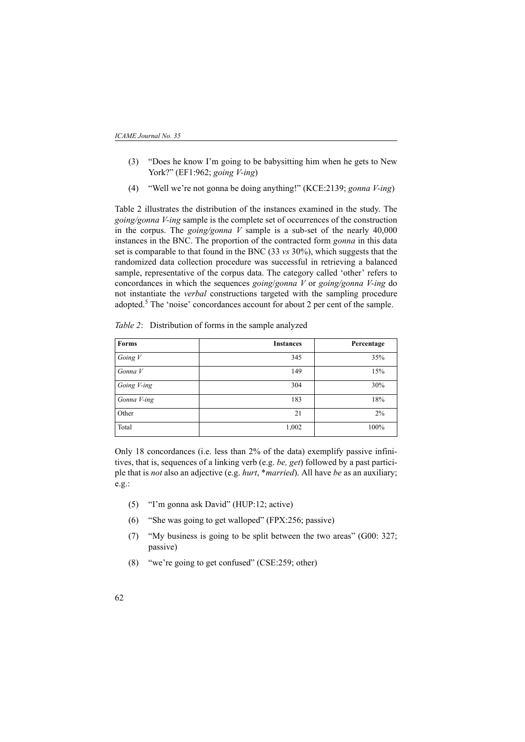(3) "Does he know I'm going to be babysitting him when he gets to New York?" (EF1:962; *going V-ing*)

(4) "Well we're not gonna be doing anything!" (KCE:2139; *gonna V-ing*)

Table 2 illustrates the distribution of the instances examined in the study. The *going/gonna V-ing* sample is the complete set of occurrences of the construction in the corpus. The *going/gonna V* sample is a sub-set of the nearly 40,000 instances in the BNC. The proportion of the contracted form *gonna* in this data set is comparable to that found in the BNC (33 *vs* 30%), which suggests that the randomized data collection procedure was successful in retrieving a balanced sample, representative of the corpus data. The category called 'other' refers to concordances in which the sequences *going*/*gonna V* or *going/gonna V-ing* do not instantiate the *verbal* constructions targeted with the sampling procedure adopted.[5] The 'noise' concordances account for about 2 per cent of the sample.

*Table 2*: Distribution of forms in the sample analyzed

| **Forms** | **Instances** | **Percentage** |
|---|---:|---:|
| *Going V* | 345 | 35% |
| *Gonna V* | 149 | 15% |
| *Going V-ing* | 304 | 30% |
| *Gonna V-ing* | 183 | 18% |
| Other | 21 | 2% |
| Total | 1,002 | 100% |

Only 18 concordances (i.e. less than 2% of the data) exemplify passive infinitives, that is, sequences of a linking verb (e.g. *be, get*) followed by a past participle that is *not* also an adjective (e.g. *hurt*, **married*). All have *be* as an auxiliary; e.g.:

(5) "I'm gonna ask David" (HUP:12; active)

(6) "She was going to get walloped" (FPX:256; passive)

(7) "My business is going to be split between the two areas" (G00: 327; passive)

(8) "we're going to get confused" (CSE:259; other)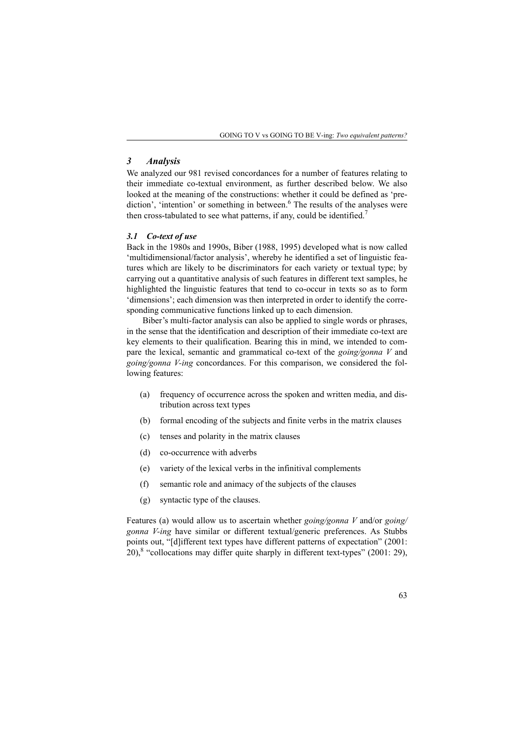## *3 Analysis*

We analyzed our 981 revised concordances for a number of features relating to their immediate co-textual environment, as further described below. We also looked at the meaning of the constructions: whether it could be defined as 'prediction', 'intention' or something in between.[6] The results of the analyses were then cross-tabulated to see what patterns, if any, could be identified.[7]

### *3.1 Co-text of use*

Back in the 1980s and 1990s, Biber (1988, 1995) developed what is now called 'multidimensional/factor analysis', whereby he identified a set of linguistic features which are likely to be discriminators for each variety or textual type; by carrying out a quantitative analysis of such features in different text samples, he highlighted the linguistic features that tend to co-occur in texts so as to form 'dimensions'; each dimension was then interpreted in order to identify the corresponding communicative functions linked up to each dimension.

Biber's multi-factor analysis can also be applied to single words or phrases, in the sense that the identification and description of their immediate co-text are key elements to their qualification. Bearing this in mind, we intended to compare the lexical, semantic and grammatical co-text of the *going/gonna V* and *going/gonna V-ing* concordances. For this comparison, we considered the following features:

(a) frequency of occurrence across the spoken and written media, and distribution across text types

(b) formal encoding of the subjects and finite verbs in the matrix clauses

(c) tenses and polarity in the matrix clauses

(d) co-occurrence with adverbs

(e) variety of the lexical verbs in the infinitival complements

(f) semantic role and animacy of the subjects of the clauses

(g) syntactic type of the clauses.

Features (a) would allow us to ascertain whether *going/gonna V* and/or *going/gonna V-ing* have similar or different textual/generic preferences. As Stubbs points out, "[d]ifferent text types have different patterns of expectation" (2001: 20),[8] "collocations may differ quite sharply in different text-types" (2001: 29),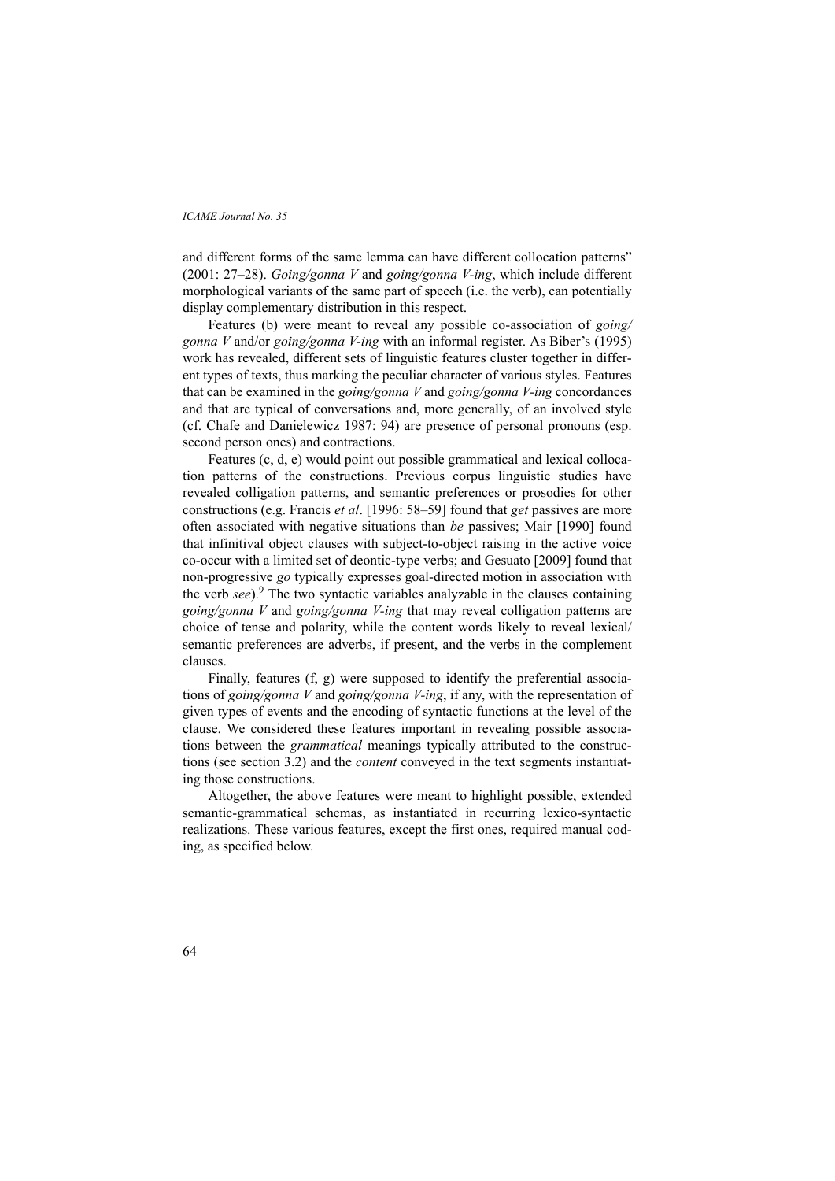and different forms of the same lemma can have different collocation patterns" (2001: 27–28). *Going/gonna V* and *going/gonna V-ing*, which include different morphological variants of the same part of speech (i.e. the verb), can potentially display complementary distribution in this respect.

Features (b) were meant to reveal any possible co-association of *going/gonna V* and/or *going/gonna V-ing* with an informal register. As Biber's (1995) work has revealed, different sets of linguistic features cluster together in different types of texts, thus marking the peculiar character of various styles. Features that can be examined in the *going/gonna V* and *going/gonna V-ing* concordances and that are typical of conversations and, more generally, of an involved style (cf. Chafe and Danielewicz 1987: 94) are presence of personal pronouns (esp. second person ones) and contractions.

Features (c, d, e) would point out possible grammatical and lexical collocation patterns of the constructions. Previous corpus linguistic studies have revealed colligation patterns, and semantic preferences or prosodies for other constructions (e.g. Francis *et al*. [1996: 58–59] found that *get* passives are more often associated with negative situations than *be* passives; Mair [1990] found that infinitival object clauses with subject-to-object raising in the active voice co-occur with a limited set of deontic-type verbs; and Gesuato [2009] found that non-progressive *go* typically expresses goal-directed motion in association with the verb *see*).[9] The two syntactic variables analyzable in the clauses containing *going/gonna V* and *going/gonna V-ing* that may reveal colligation patterns are choice of tense and polarity, while the content words likely to reveal lexical/semantic preferences are adverbs, if present, and the verbs in the complement clauses.

Finally, features (f, g) were supposed to identify the preferential associations of *going/gonna V* and *going/gonna V-ing*, if any, with the representation of given types of events and the encoding of syntactic functions at the level of the clause. We considered these features important in revealing possible associations between the *grammatical* meanings typically attributed to the constructions (see section 3.2) and the *content* conveyed in the text segments instantiating those constructions.

Altogether, the above features were meant to highlight possible, extended semantic-grammatical schemas, as instantiated in recurring lexico-syntactic realizations. These various features, except the first ones, required manual coding, as specified below.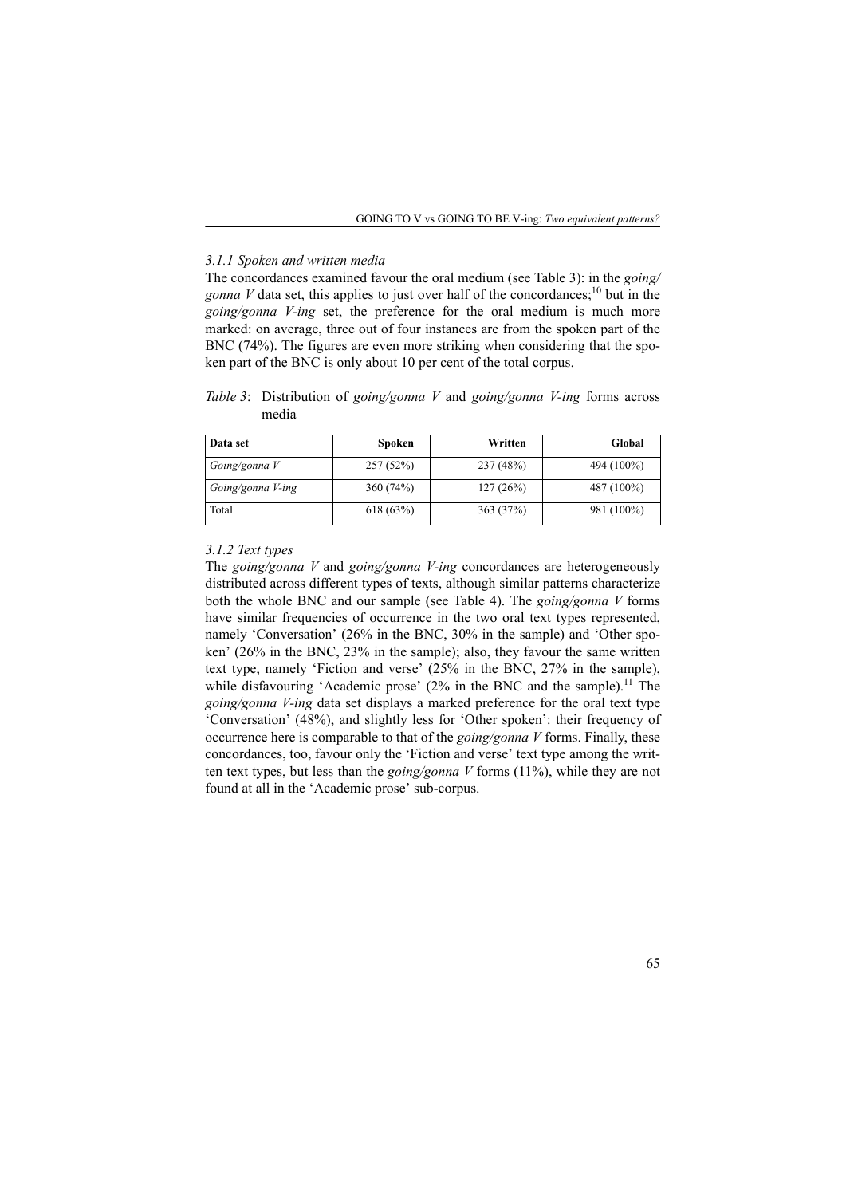### 3.1.1 Spoken and written media

The concordances examined favour the oral medium (see Table 3): in the *going/gonna V* data set, this applies to just over half of the concordances;[10] but in the *going/gonna V-ing* set, the preference for the oral medium is much more marked: on average, three out of four instances are from the spoken part of the BNC (74%). The figures are even more striking when considering that the spoken part of the BNC is only about 10 per cent of the total corpus.

*Table 3*: Distribution of *going/gonna V* and *going/gonna V-ing* forms across media

| Data set | Spoken | Written | Global |
|---|---|---|---|
| *Going/gonna V* | 257 (52%) | 237 (48%) | 494 (100%) |
| *Going/gonna V-ing* | 360 (74%) | 127 (26%) | 487 (100%) |
| Total | 618 (63%) | 363 (37%) | 981 (100%) |

### 3.1.2 Text types

The *going/gonna V* and *going/gonna V-ing* concordances are heterogeneously distributed across different types of texts, although similar patterns characterize both the whole BNC and our sample (see Table 4). The *going/gonna V* forms have similar frequencies of occurrence in the two oral text types represented, namely 'Conversation' (26% in the BNC, 30% in the sample) and 'Other spoken' (26% in the BNC, 23% in the sample); also, they favour the same written text type, namely 'Fiction and verse' (25% in the BNC, 27% in the sample), while disfavouring 'Academic prose' (2% in the BNC and the sample).[11] The *going/gonna V-ing* data set displays a marked preference for the oral text type 'Conversation' (48%), and slightly less for 'Other spoken': their frequency of occurrence here is comparable to that of the *going/gonna V* forms. Finally, these concordances, too, favour only the 'Fiction and verse' text type among the written text types, but less than the *going/gonna V* forms (11%), while they are not found at all in the 'Academic prose' sub-corpus.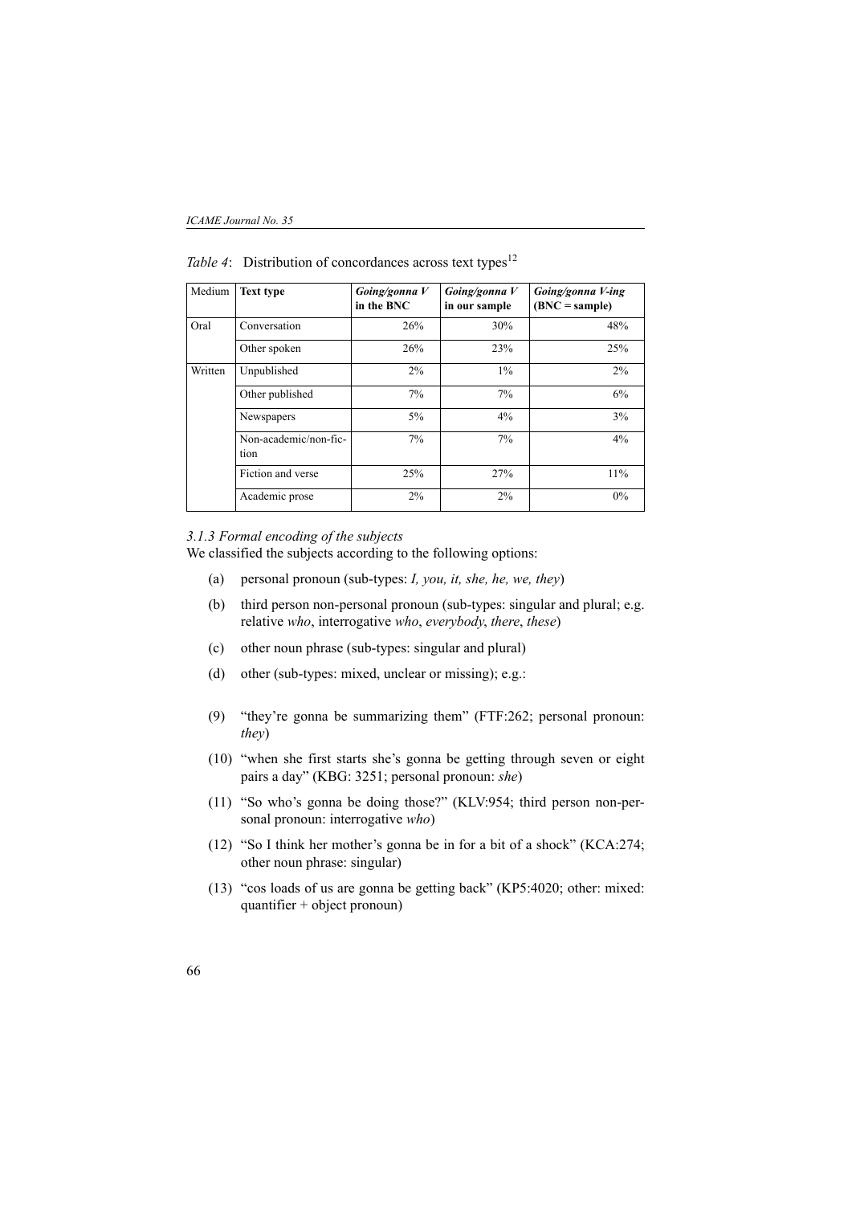*Table 4*: Distribution of concordances across text types[12]

| Medium | **Text type** | ***Going/gonna V* in the BNC** | ***Going/gonna V* in our sample** | ***Going/gonna V-ing* (BNC = sample)** |
|---|---|---|---|---|
| Oral | Conversation | 26% | 30% | 48% |
| | Other spoken | 26% | 23% | 25% |
| Written | Unpublished | 2% | 1% | 2% |
| | Other published | 7% | 7% | 6% |
| | Newspapers | 5% | 4% | 3% |
| | Non-academic/non-fiction | 7% | 7% | 4% |
| | Fiction and verse | 25% | 27% | 11% |
| | Academic prose | 2% | 2% | 0% |

*3.1.3 Formal encoding of the subjects*

We classified the subjects according to the following options:

(a) personal pronoun (sub-types: *I, you, it, she, he, we, they*)

(b) third person non-personal pronoun (sub-types: singular and plural; e.g. relative *who*, interrogative *who*, *everybody*, *there*, *these*)

(c) other noun phrase (sub-types: singular and plural)

(d) other (sub-types: mixed, unclear or missing); e.g.:

(9) "they're gonna be summarizing them" (FTF:262; personal pronoun: *they*)

(10) "when she first starts she's gonna be getting through seven or eight pairs a day" (KBG: 3251; personal pronoun: *she*)

(11) "So who's gonna be doing those?" (KLV:954; third person non-personal pronoun: interrogative *who*)

(12) "So I think her mother's gonna be in for a bit of a shock" (KCA:274; other noun phrase: singular)

(13) "cos loads of us are gonna be getting back" (KP5:4020; other: mixed: quantifier + object pronoun)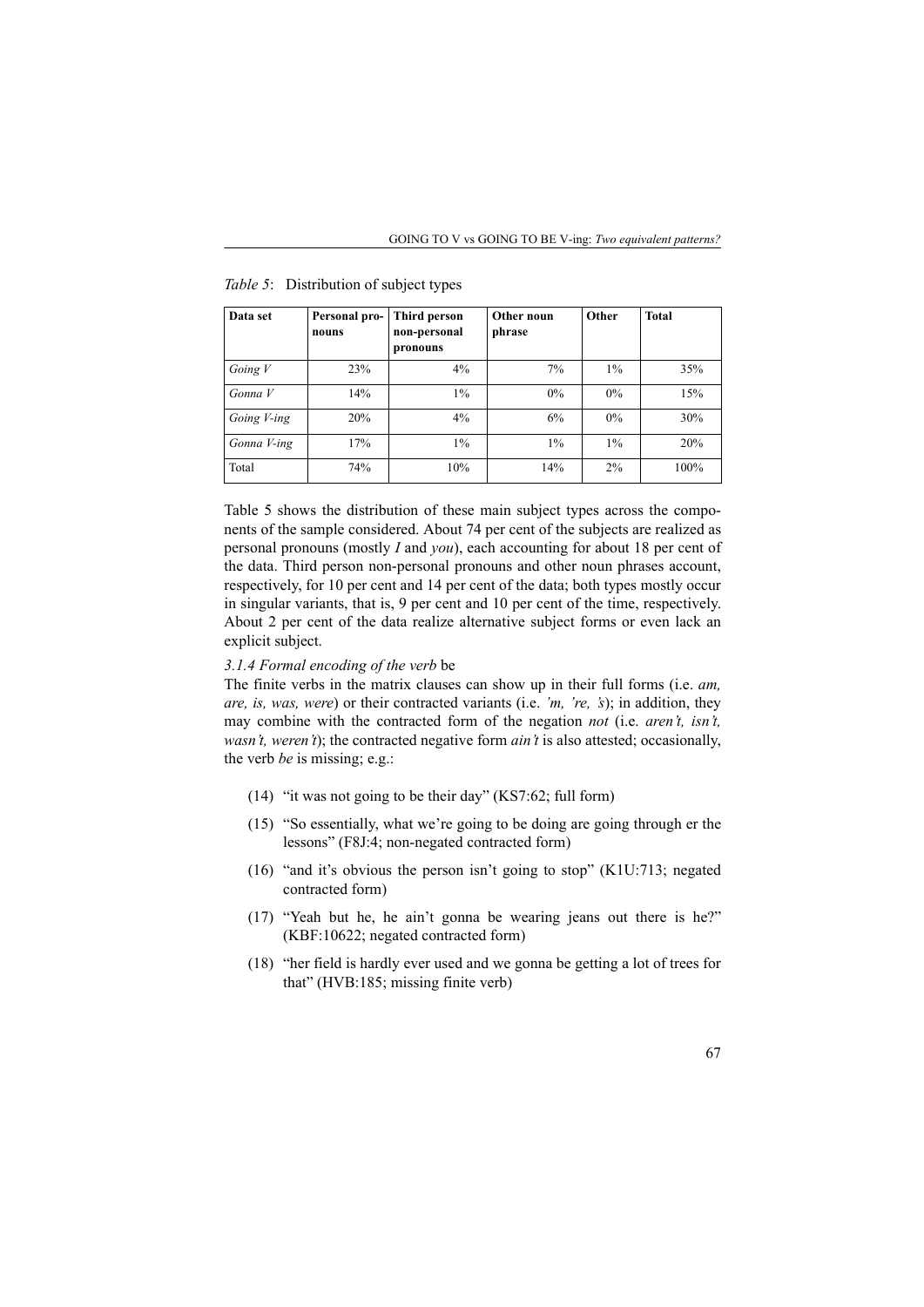*Table 5*: Distribution of subject types

| Data set | Personal pronouns | Third person non-personal pronouns | Other noun phrase | Other | Total |
|---|---|---|---|---|---|
| *Going V* | 23% | 4% | 7% | 1% | 35% |
| *Gonna V* | 14% | 1% | 0% | 0% | 15% |
| *Going V-ing* | 20% | 4% | 6% | 0% | 30% |
| *Gonna V-ing* | 17% | 1% | 1% | 1% | 20% |
| Total | 74% | 10% | 14% | 2% | 100% |

Table 5 shows the distribution of these main subject types across the components of the sample considered. About 74 per cent of the subjects are realized as personal pronouns (mostly *I* and *you*), each accounting for about 18 per cent of the data. Third person non-personal pronouns and other noun phrases account, respectively, for 10 per cent and 14 per cent of the data; both types mostly occur in singular variants, that is, 9 per cent and 10 per cent of the time, respectively. About 2 per cent of the data realize alternative subject forms or even lack an explicit subject.

*3.1.4 Formal encoding of the verb* be

The finite verbs in the matrix clauses can show up in their full forms (i.e. *am, are, is, was, were*) or their contracted variants (i.e. *'m, 're, 's*); in addition, they may combine with the contracted form of the negation *not* (i.e. *aren't, isn't, wasn't, weren't*); the contracted negative form *ain't* is also attested; occasionally, the verb *be* is missing; e.g.:

(14) "it was not going to be their day" (KS7:62; full form)

(15) "So essentially, what we're going to be doing are going through er the lessons" (F8J:4; non-negated contracted form)

(16) "and it's obvious the person isn't going to stop" (K1U:713; negated contracted form)

(17) "Yeah but he, he ain't gonna be wearing jeans out there is he?" (KBF:10622; negated contracted form)

(18) "her field is hardly ever used and we gonna be getting a lot of trees for that" (HVB:185; missing finite verb)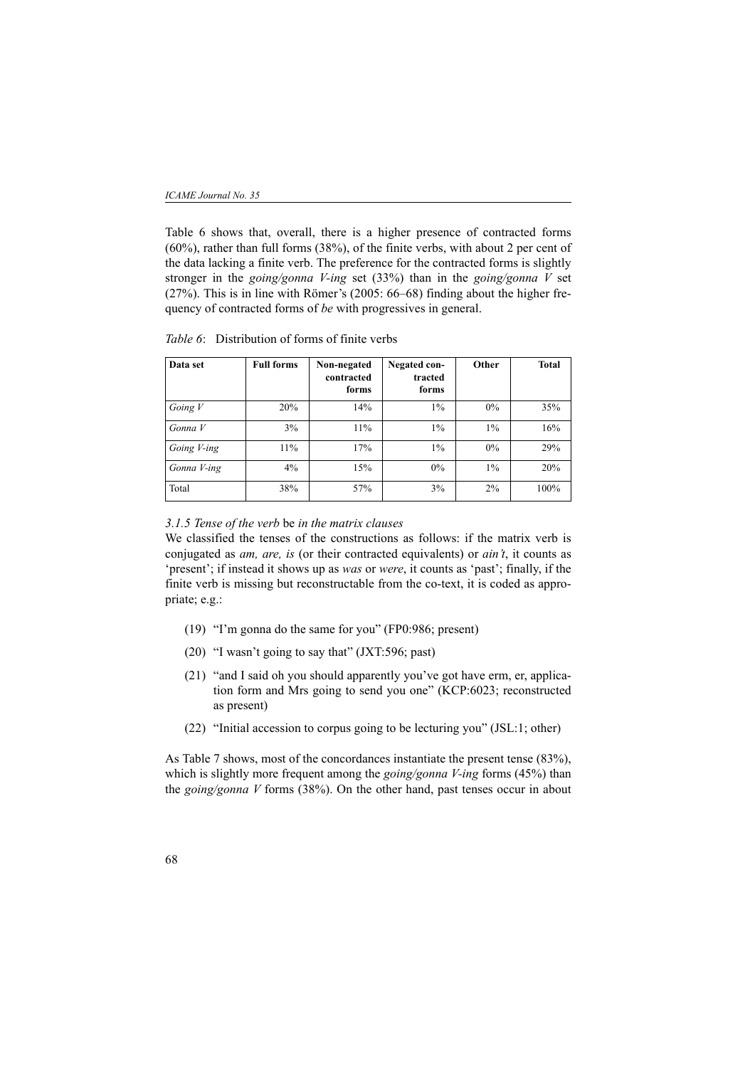Table 6 shows that, overall, there is a higher presence of contracted forms (60%), rather than full forms (38%), of the finite verbs, with about 2 per cent of the data lacking a finite verb. The preference for the contracted forms is slightly stronger in the *going/gonna V-ing* set (33%) than in the *going/gonna V* set (27%). This is in line with Römer's (2005: 66–68) finding about the higher frequency of contracted forms of *be* with progressives in general.

*Table 6*: Distribution of forms of finite verbs

| Data set | Full forms | Non-negated contracted forms | Negated contracted forms | Other | Total |
|---|---|---|---|---|---|
| *Going V* | 20% | 14% | 1% | 0% | 35% |
| *Gonna V* | 3% | 11% | 1% | 1% | 16% |
| *Going V-ing* | 11% | 17% | 1% | 0% | 29% |
| *Gonna V-ing* | 4% | 15% | 0% | 1% | 20% |
| Total | 38% | 57% | 3% | 2% | 100% |

#### *3.1.5 Tense of the verb* be *in the matrix clauses*

We classified the tenses of the constructions as follows: if the matrix verb is conjugated as *am, are, is* (or their contracted equivalents) or *ain't*, it counts as 'present'; if instead it shows up as *was* or *were*, it counts as 'past'; finally, if the finite verb is missing but reconstructable from the co-text, it is coded as appropriate; e.g.:

(19) "I'm gonna do the same for you" (FP0:986; present)

(20) "I wasn't going to say that" (JXT:596; past)

(21) "and I said oh you should apparently you've got have erm, er, application form and Mrs going to send you one" (KCP:6023; reconstructed as present)

(22) "Initial accession to corpus going to be lecturing you" (JSL:1; other)

As Table 7 shows, most of the concordances instantiate the present tense (83%), which is slightly more frequent among the *going/gonna V-ing* forms (45%) than the *going/gonna V* forms (38%). On the other hand, past tenses occur in about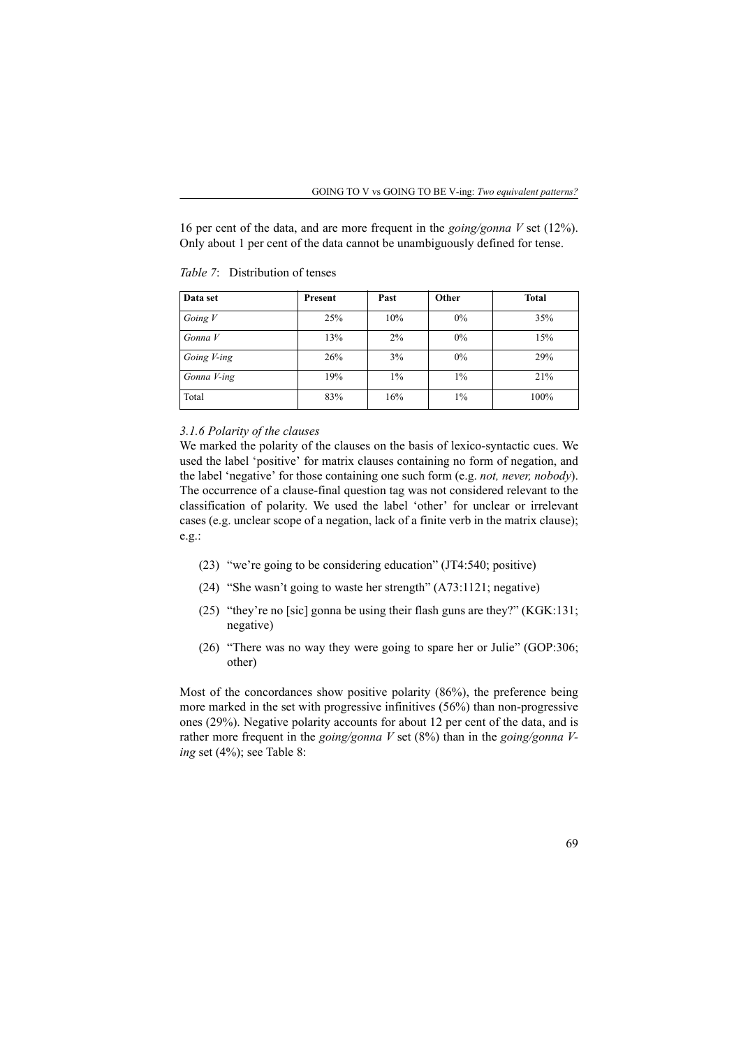16 per cent of the data, and are more frequent in the *going/gonna V* set (12%). Only about 1 per cent of the data cannot be unambiguously defined for tense.

*Table 7*: Distribution of tenses

| Data set | Present | Past | Other | Total |
|---|---|---|---|---|
| *Going V* | 25% | 10% | 0% | 35% |
| *Gonna V* | 13% | 2% | 0% | 15% |
| *Going V-ing* | 26% | 3% | 0% | 29% |
| *Gonna V-ing* | 19% | 1% | 1% | 21% |
| Total | 83% | 16% | 1% | 100% |

### *3.1.6 Polarity of the clauses*

We marked the polarity of the clauses on the basis of lexico-syntactic cues. We used the label 'positive' for matrix clauses containing no form of negation, and the label 'negative' for those containing one such form (e.g. *not, never, nobody*). The occurrence of a clause-final question tag was not considered relevant to the classification of polarity. We used the label 'other' for unclear or irrelevant cases (e.g. unclear scope of a negation, lack of a finite verb in the matrix clause); e.g.:

(23) "we're going to be considering education" (JT4:540; positive)

(24) "She wasn't going to waste her strength" (A73:1121; negative)

(25) "they're no [sic] gonna be using their flash guns are they?" (KGK:131; negative)

(26) "There was no way they were going to spare her or Julie" (GOP:306; other)

Most of the concordances show positive polarity (86%), the preference being more marked in the set with progressive infinitives (56%) than non-progressive ones (29%). Negative polarity accounts for about 12 per cent of the data, and is rather more frequent in the *going/gonna V* set (8%) than in the *going/gonna V-ing* set (4%); see Table 8: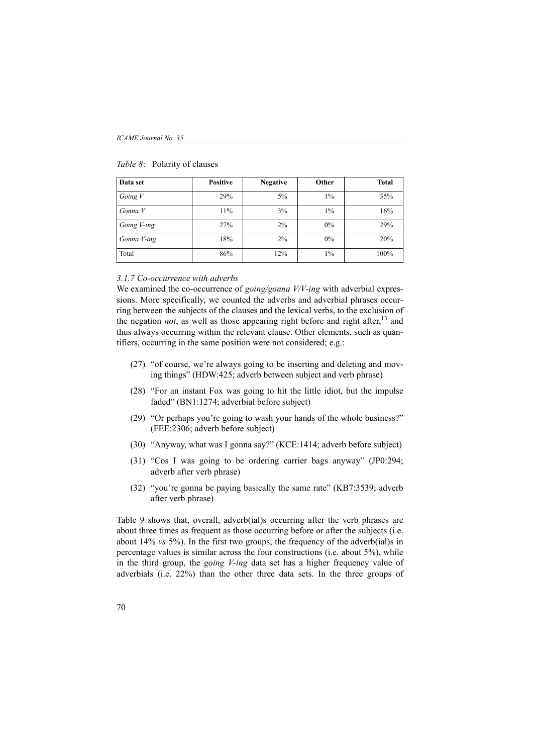*Table 8*: Polarity of clauses

| Data set | Positive | Negative | Other | Total |
|---|---|---|---|---|
| *Going V* | 29% | 5% | 1% | 35% |
| *Gonna V* | 11% | 3% | 1% | 16% |
| *Going V-ing* | 27% | 2% | 0% | 29% |
| *Gonna V-ing* | 18% | 2% | 0% | 20% |
| Total | 86% | 12% | 1% | 100% |

### *3.1.7 Co-occurrence with adverbs*

We examined the co-occurrence of *going/gonna V/V-ing* with adverbial expressions. More specifically, we counted the adverbs and adverbial phrases occurring between the subjects of the clauses and the lexical verbs, to the exclusion of the negation *not*, as well as those appearing right before and right after,[13] and thus always occurring within the relevant clause. Other elements, such as quantifiers, occurring in the same position were not considered; e.g.:

(27) "of course, we're always going to be inserting and deleting and moving things" (HDW:425; adverb between subject and verb phrase)

(28) "For an instant Fox was going to hit the little idiot, but the impulse faded" (BN1:1274; adverbial before subject)

(29) "Or perhaps you're going to wash your hands of the whole business?" (FEE:2306; adverb before subject)

(30) "Anyway, what was I gonna say?" (KCE:1414; adverb before subject)

(31) "Cos I was going to be ordering carrier bags anyway" (JP0:294; adverb after verb phrase)

(32) "you're gonna be paying basically the same rate" (KB7:3539; adverb after verb phrase)

Table 9 shows that, overall, adverb(ial)s occurring after the verb phrases are about three times as frequent as those occurring before or after the subjects (i.e. about 14% *vs* 5%). In the first two groups, the frequency of the adverb(ial)s in percentage values is similar across the four constructions (i.e. about 5%), while in the third group, the *going V-ing* data set has a higher frequency value of adverbials (i.e. 22%) than the other three data sets. In the three groups of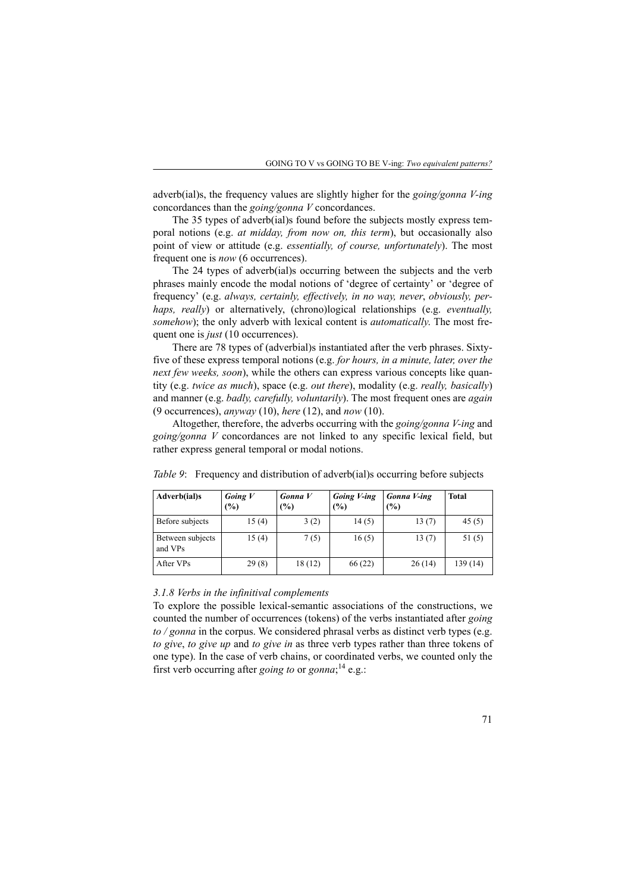adverb(ial)s, the frequency values are slightly higher for the *going/gonna V-ing* concordances than the *going/gonna V* concordances.

The 35 types of adverb(ial)s found before the subjects mostly express temporal notions (e.g. *at midday, from now on, this term*), but occasionally also point of view or attitude (e.g. *essentially, of course, unfortunately*). The most frequent one is *now* (6 occurrences).

The 24 types of adverb(ial)s occurring between the subjects and the verb phrases mainly encode the modal notions of 'degree of certainty' or 'degree of frequency' (e.g. *always, certainly, effectively, in no way, never*, *obviously, perhaps, really*) or alternatively, (chrono)logical relationships (e.g. *eventually, somehow*); the only adverb with lexical content is *automatically.* The most frequent one is *just* (10 occurrences).

There are 78 types of (adverbial)s instantiated after the verb phrases. Sixty-five of these express temporal notions (e.g. *for hours, in a minute, later, over the next few weeks, soon*), while the others can express various concepts like quantity (e.g. *twice as much*), space (e.g. *out there*), modality (e.g. *really, basically*) and manner (e.g. *badly, carefully, voluntarily*). The most frequent ones are *again* (9 occurrences), *anyway* (10), *here* (12), and *now* (10).

Altogether, therefore, the adverbs occurring with the *going/gonna V-ing* and *going/gonna V* concordances are not linked to any specific lexical field, but rather express general temporal or modal notions.

*Table 9*: Frequency and distribution of adverb(ial)s occurring before subjects

| **Adverb(ial)s** | ***Going V* (%)** | ***Gonna V* (%)** | ***Going V-ing* (%)** | ***Gonna V-ing* (%)** | **Total** |
|---|---|---|---|---|---|
| Before subjects | 15 (4) | 3 (2) | 14 (5) | 13 (7) | 45 (5) |
| Between subjects and VPs | 15 (4) | 7 (5) | 16 (5) | 13 (7) | 51 (5) |
| After VPs | 29 (8) | 18 (12) | 66 (22) | 26 (14) | 139 (14) |

### *3.1.8 Verbs in the infinitival complements*

To explore the possible lexical-semantic associations of the constructions, we counted the number of occurrences (tokens) of the verbs instantiated after *going to / gonna* in the corpus. We considered phrasal verbs as distinct verb types (e.g. *to give*, *to give up* and *to give in* as three verb types rather than three tokens of one type). In the case of verb chains, or coordinated verbs, we counted only the first verb occurring after *going to* or *gonna*;[14] e.g.: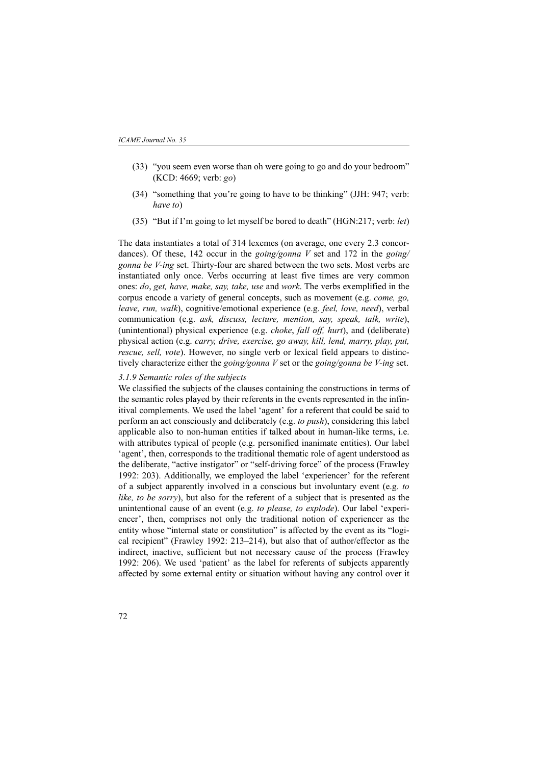(33) "you seem even worse than oh were going to go and do your bedroom" (KCD: 4669; verb: *go*)

(34) "something that you're going to have to be thinking" (JJH: 947; verb: *have to*)

(35) "But if I'm going to let myself be bored to death" (HGN:217; verb: *let*)

The data instantiates a total of 314 lexemes (on average, one every 2.3 concordances). Of these, 142 occur in the *going/gonna V* set and 172 in the *going/gonna be V-ing* set. Thirty-four are shared between the two sets. Most verbs are instantiated only once. Verbs occurring at least five times are very common ones: *do*, *get, have, make, say, take, use* and *work*. The verbs exemplified in the corpus encode a variety of general concepts, such as movement (e.g. *come, go, leave, run, walk*), cognitive/emotional experience (e.g. *feel, love, need*), verbal communication (e.g. *ask, discuss, lecture, mention, say, speak, talk, write*), (unintentional) physical experience (e.g. *choke*, *fall off, hurt*), and (deliberate) physical action (e.g. *carry, drive, exercise, go away, kill, lend, marry, play, put, rescue, sell, vote*). However, no single verb or lexical field appears to distinctively characterize either the *going/gonna V* set or the *going/gonna be V-ing* set.

#### *3.1.9 Semantic roles of the subjects*

We classified the subjects of the clauses containing the constructions in terms of the semantic roles played by their referents in the events represented in the infinitival complements. We used the label 'agent' for a referent that could be said to perform an act consciously and deliberately (e.g. *to push*), considering this label applicable also to non-human entities if talked about in human-like terms, i.e. with attributes typical of people (e.g. personified inanimate entities). Our label 'agent', then, corresponds to the traditional thematic role of agent understood as the deliberate, "active instigator" or "self-driving force" of the process (Frawley 1992: 203). Additionally, we employed the label 'experiencer' for the referent of a subject apparently involved in a conscious but involuntary event (e.g. *to like, to be sorry*), but also for the referent of a subject that is presented as the unintentional cause of an event (e.g. *to please, to explode*). Our label 'experiencer', then, comprises not only the traditional notion of experiencer as the entity whose "internal state or constitution" is affected by the event as its "logical recipient" (Frawley 1992: 213–214), but also that of author/effector as the indirect, inactive, sufficient but not necessary cause of the process (Frawley 1992: 206). We used 'patient' as the label for referents of subjects apparently affected by some external entity or situation without having any control over it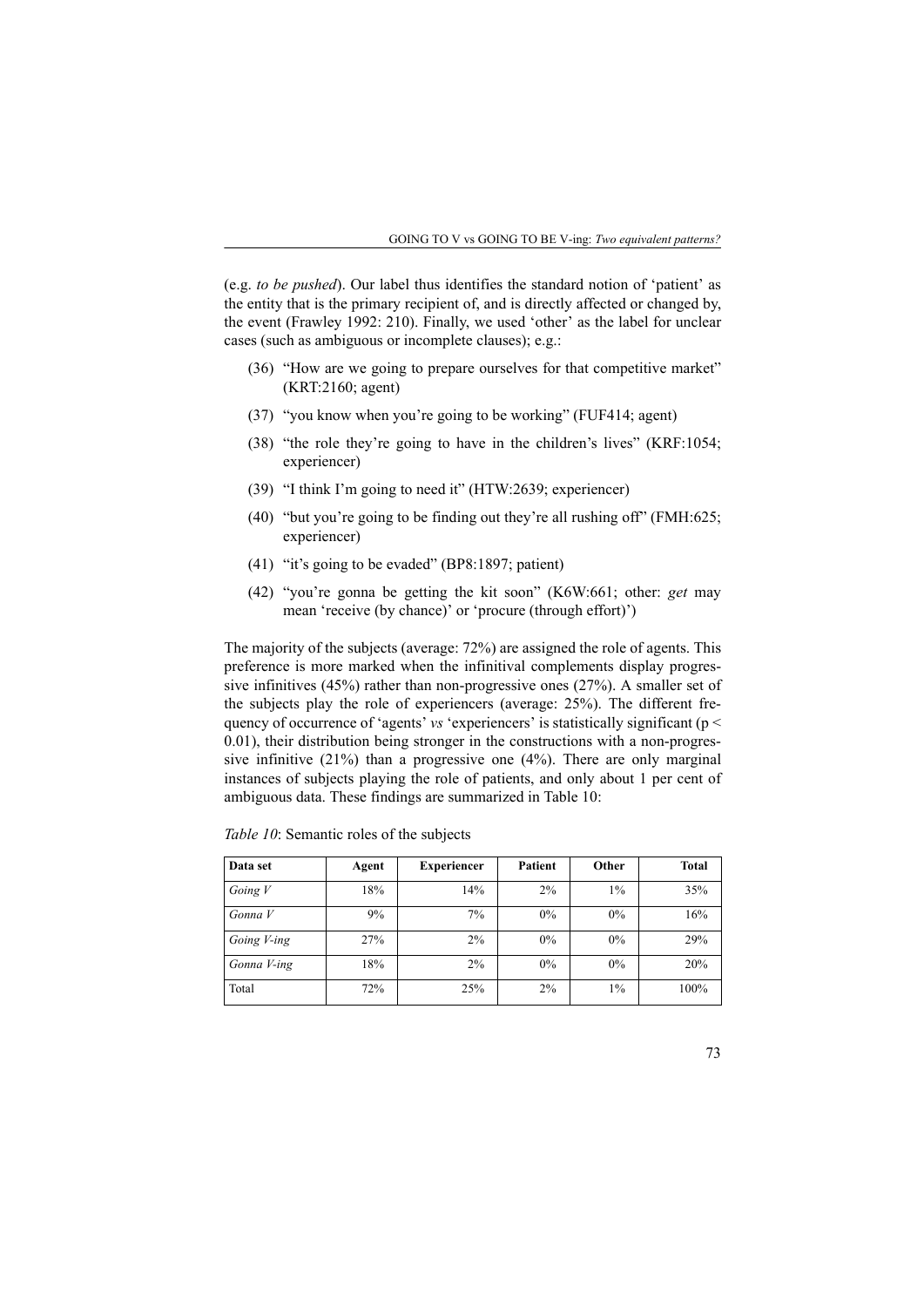(e.g. *to be pushed*). Our label thus identifies the standard notion of 'patient' as the entity that is the primary recipient of, and is directly affected or changed by, the event (Frawley 1992: 210). Finally, we used 'other' as the label for unclear cases (such as ambiguous or incomplete clauses); e.g.:

(36) "How are we going to prepare ourselves for that competitive market" (KRT:2160; agent)

(37) "you know when you're going to be working" (FUF414; agent)

(38) "the role they're going to have in the children's lives" (KRF:1054; experiencer)

(39) "I think I'm going to need it" (HTW:2639; experiencer)

(40) "but you're going to be finding out they're all rushing off" (FMH:625; experiencer)

(41) "it's going to be evaded" (BP8:1897; patient)

(42) "you're gonna be getting the kit soon" (K6W:661; other: *get* may mean 'receive (by chance)' or 'procure (through effort)')

The majority of the subjects (average: 72%) are assigned the role of agents. This preference is more marked when the infinitival complements display progressive infinitives (45%) rather than non-progressive ones (27%). A smaller set of the subjects play the role of experiencers (average: 25%). The different frequency of occurrence of 'agents' *vs* 'experiencers' is statistically significant ($p < 0.01$), their distribution being stronger in the constructions with a non-progressive infinitive (21%) than a progressive one (4%). There are only marginal instances of subjects playing the role of patients, and only about 1 per cent of ambiguous data. These findings are summarized in Table 10:

*Table 10*: Semantic roles of the subjects

| Data set | Agent | Experiencer | Patient | Other | Total |
|---|---|---|---|---|---|
| *Going V* | 18% | 14% | 2% | 1% | 35% |
| *Gonna V* | 9% | 7% | 0% | 0% | 16% |
| *Going V-ing* | 27% | 2% | 0% | 0% | 29% |
| *Gonna V-ing* | 18% | 2% | 0% | 0% | 20% |
| Total | 72% | 25% | 2% | 1% | 100% |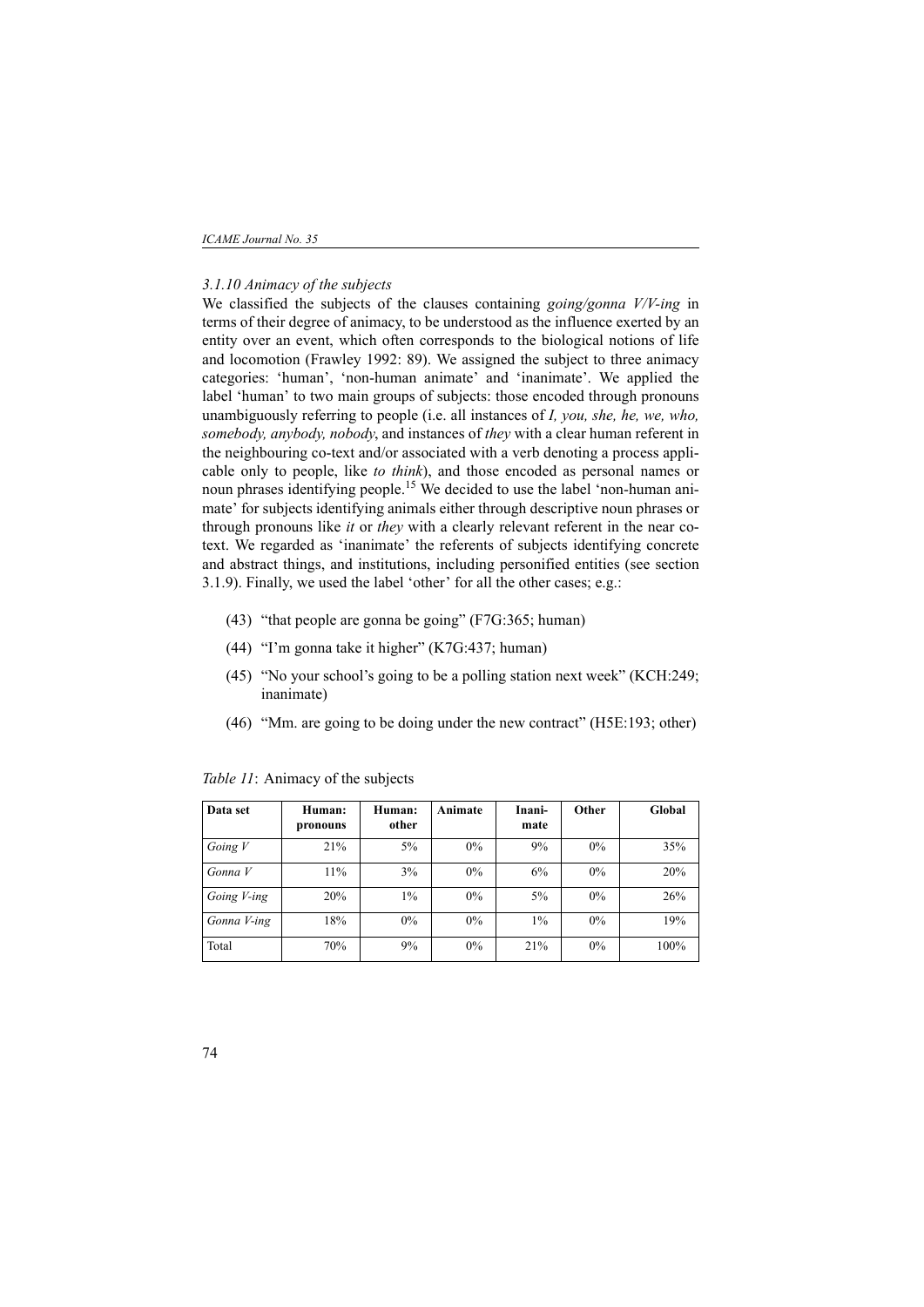### *3.1.10 Animacy of the subjects*

We classified the subjects of the clauses containing *going/gonna V/V-ing* in terms of their degree of animacy, to be understood as the influence exerted by an entity over an event, which often corresponds to the biological notions of life and locomotion (Frawley 1992: 89). We assigned the subject to three animacy categories: 'human', 'non-human animate' and 'inanimate'. We applied the label 'human' to two main groups of subjects: those encoded through pronouns unambiguously referring to people (i.e. all instances of *I, you, she, he, we, who, somebody, anybody, nobody*, and instances of *they* with a clear human referent in the neighbouring co-text and/or associated with a verb denoting a process applicable only to people, like *to think*), and those encoded as personal names or noun phrases identifying people.[15] We decided to use the label 'non-human animate' for subjects identifying animals either through descriptive noun phrases or through pronouns like *it* or *they* with a clearly relevant referent in the near co-text. We regarded as 'inanimate' the referents of subjects identifying concrete and abstract things, and institutions, including personified entities (see section 3.1.9). Finally, we used the label 'other' for all the other cases; e.g.:

(43) "that people are gonna be going" (F7G:365; human)

(44) "I'm gonna take it higher" (K7G:437; human)

(45) "No your school's going to be a polling station next week" (KCH:249; inanimate)

(46) "Mm. are going to be doing under the new contract" (H5E:193; other)

*Table 11*: Animacy of the subjects

| Data set | Human: pronouns | Human: other | Animate | Inanimate | Other | Global |
|---|---|---|---|---|---|---|
| *Going V* | 21% | 5% | 0% | 9% | 0% | 35% |
| *Gonna V* | 11% | 3% | 0% | 6% | 0% | 20% |
| *Going V-ing* | 20% | 1% | 0% | 5% | 0% | 26% |
| *Gonna V-ing* | 18% | 0% | 0% | 1% | 0% | 19% |
| Total | 70% | 9% | 0% | 21% | 0% | 100% |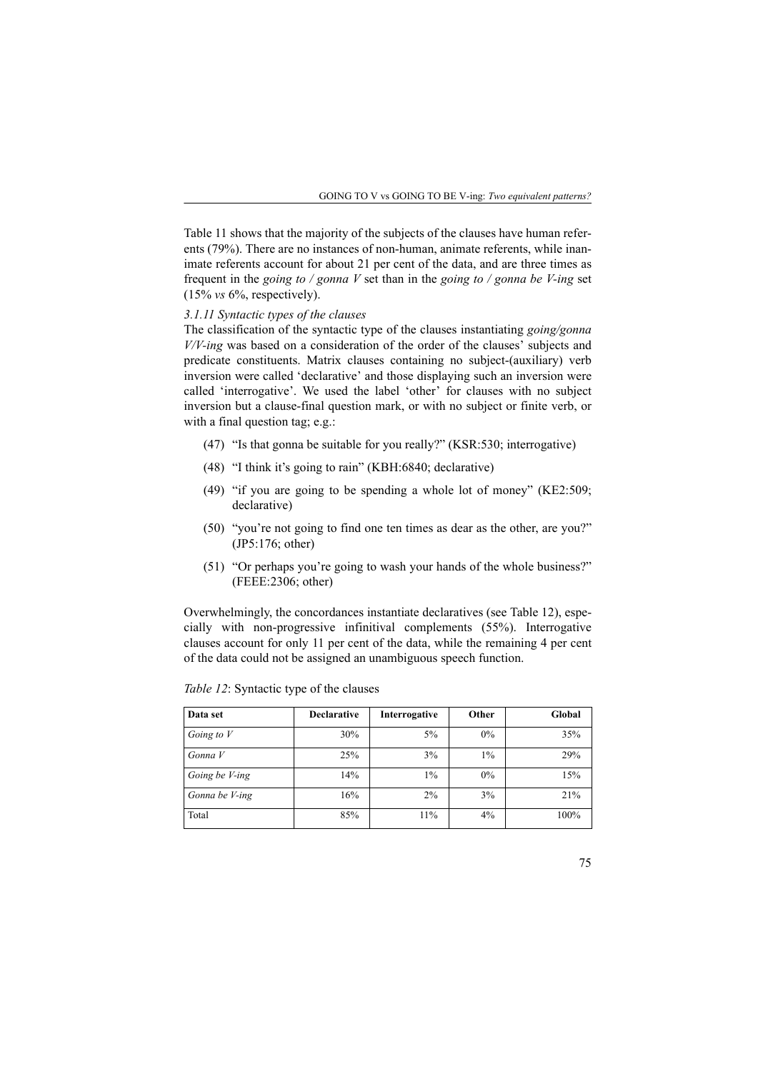Table 11 shows that the majority of the subjects of the clauses have human referents (79%). There are no instances of non-human, animate referents, while inanimate referents account for about 21 per cent of the data, and are three times as frequent in the *going to / gonna V* set than in the *going to / gonna be V-ing* set (15% *vs* 6%, respectively).

### *3.1.11 Syntactic types of the clauses*

The classification of the syntactic type of the clauses instantiating *going/gonna V/V-ing* was based on a consideration of the order of the clauses' subjects and predicate constituents. Matrix clauses containing no subject-(auxiliary) verb inversion were called 'declarative' and those displaying such an inversion were called 'interrogative'. We used the label 'other' for clauses with no subject inversion but a clause-final question mark, or with no subject or finite verb, or with a final question tag; e.g.:

(47) "Is that gonna be suitable for you really?" (KSR:530; interrogative)

(48) "I think it's going to rain" (KBH:6840; declarative)

(49) "if you are going to be spending a whole lot of money" (KE2:509; declarative)

(50) "you're not going to find one ten times as dear as the other, are you?" (JP5:176; other)

(51) "Or perhaps you're going to wash your hands of the whole business?" (FEEE:2306; other)

Overwhelmingly, the concordances instantiate declaratives (see Table 12), especially with non-progressive infinitival complements (55%). Interrogative clauses account for only 11 per cent of the data, while the remaining 4 per cent of the data could not be assigned an unambiguous speech function.

*Table 12*: Syntactic type of the clauses

| Data set | Declarative | Interrogative | Other | Global |
|---|---|---|---|---|
| *Going to V* | 30% | 5% | 0% | 35% |
| *Gonna V* | 25% | 3% | 1% | 29% |
| *Going be V-ing* | 14% | 1% | 0% | 15% |
| *Gonna be V-ing* | 16% | 2% | 3% | 21% |
| Total | 85% | 11% | 4% | 100% |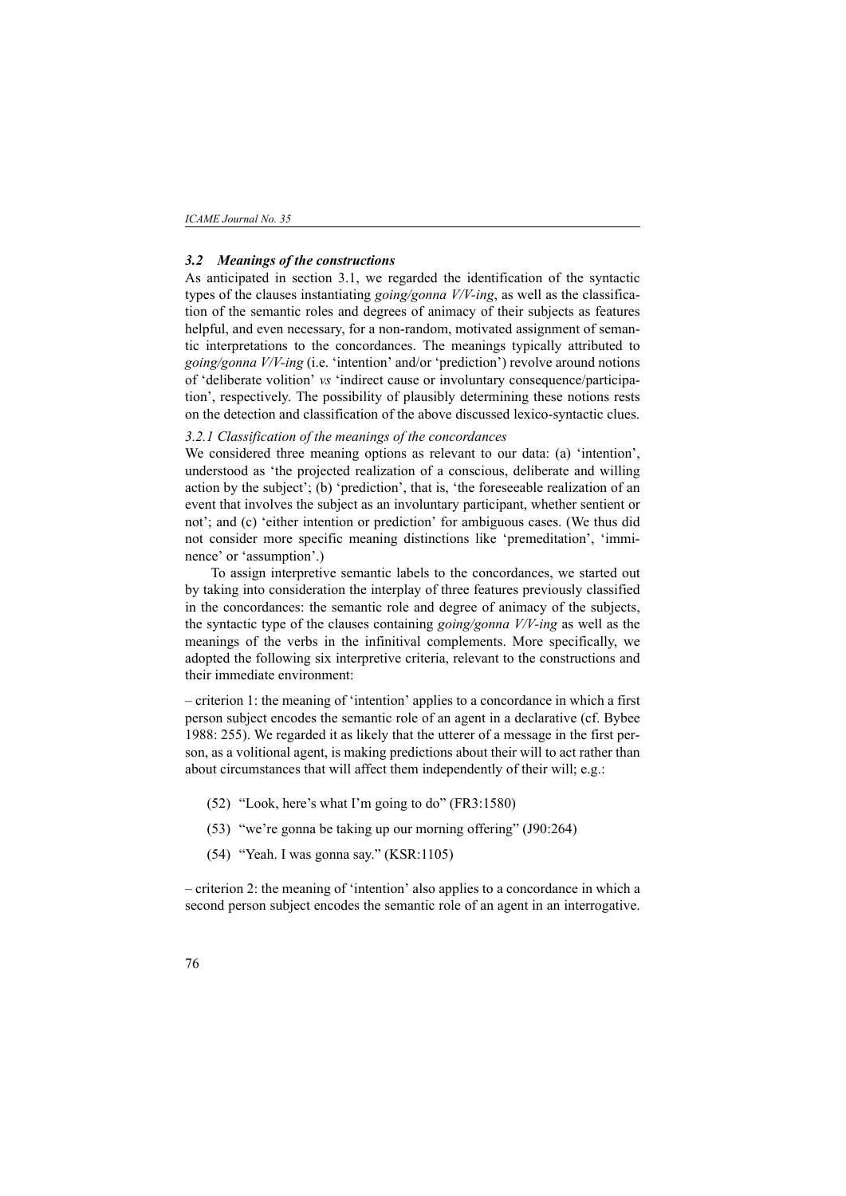### *3.2 Meanings of the constructions*

As anticipated in section 3.1, we regarded the identification of the syntactic types of the clauses instantiating *going/gonna V/V-ing*, as well as the classification of the semantic roles and degrees of animacy of their subjects as features helpful, and even necessary, for a non-random, motivated assignment of semantic interpretations to the concordances. The meanings typically attributed to *going/gonna V/V-ing* (i.e. 'intention' and/or 'prediction') revolve around notions of 'deliberate volition' *vs* 'indirect cause or involuntary consequence/participation', respectively. The possibility of plausibly determining these notions rests on the detection and classification of the above discussed lexico-syntactic clues.

*3.2.1 Classification of the meanings of the concordances*

We considered three meaning options as relevant to our data: (a) 'intention', understood as 'the projected realization of a conscious, deliberate and willing action by the subject'; (b) 'prediction', that is, 'the foreseeable realization of an event that involves the subject as an involuntary participant, whether sentient or not'; and (c) 'either intention or prediction' for ambiguous cases. (We thus did not consider more specific meaning distinctions like 'premeditation', 'imminence' or 'assumption'.)

To assign interpretive semantic labels to the concordances, we started out by taking into consideration the interplay of three features previously classified in the concordances: the semantic role and degree of animacy of the subjects, the syntactic type of the clauses containing *going/gonna V/V-ing* as well as the meanings of the verbs in the infinitival complements. More specifically, we adopted the following six interpretive criteria, relevant to the constructions and their immediate environment:

– criterion 1: the meaning of 'intention' applies to a concordance in which a first person subject encodes the semantic role of an agent in a declarative (cf. Bybee 1988: 255). We regarded it as likely that the utterer of a message in the first person, as a volitional agent, is making predictions about their will to act rather than about circumstances that will affect them independently of their will; e.g.:

(52) "Look, here's what I'm going to do" (FR3:1580)

(53) "we're gonna be taking up our morning offering" (J90:264)

(54) "Yeah. I was gonna say." (KSR:1105)

– criterion 2: the meaning of 'intention' also applies to a concordance in which a second person subject encodes the semantic role of an agent in an interrogative.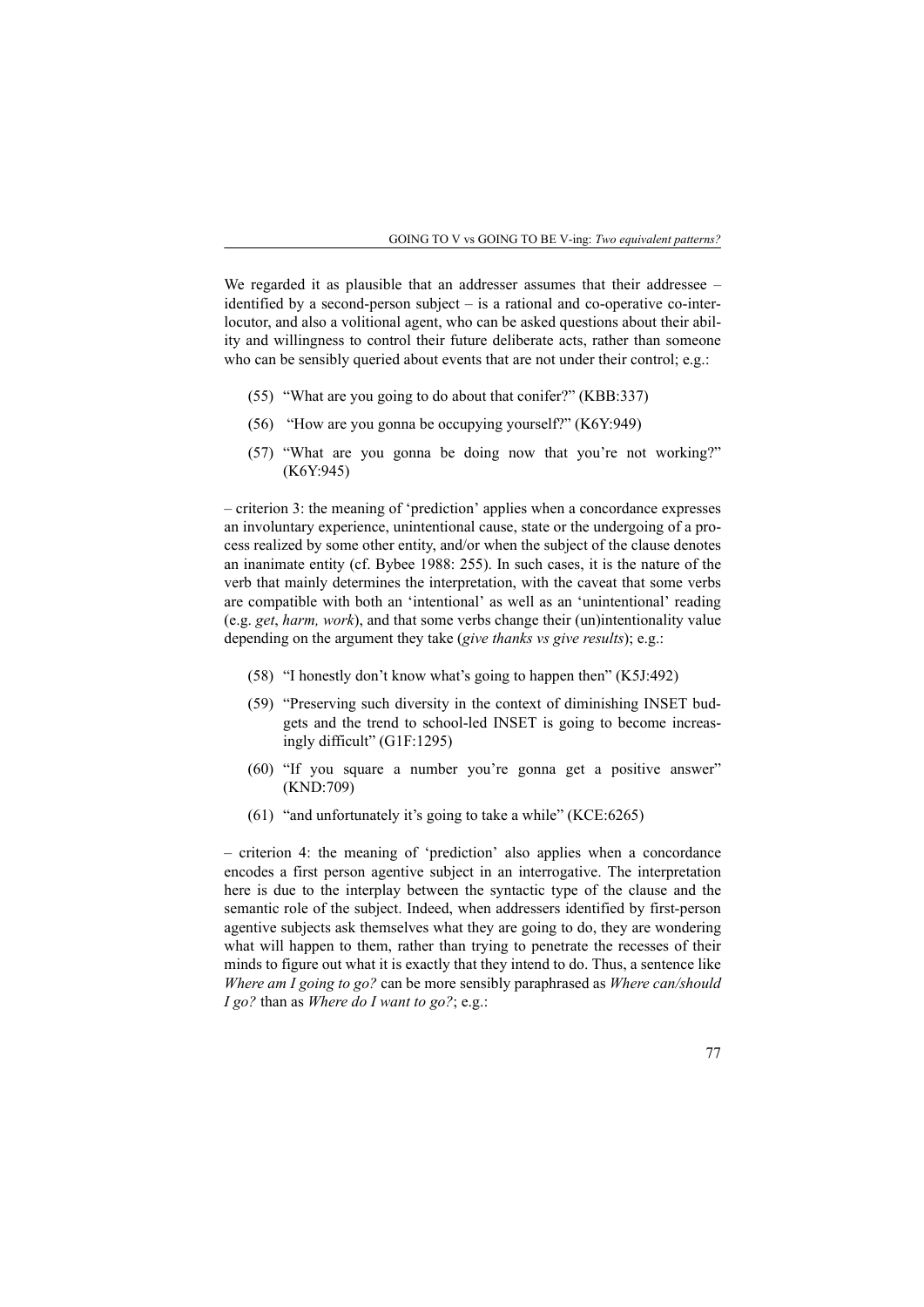We regarded it as plausible that an addresser assumes that their addressee – identified by a second-person subject – is a rational and co-operative co-interlocutor, and also a volitional agent, who can be asked questions about their ability and willingness to control their future deliberate acts, rather than someone who can be sensibly queried about events that are not under their control; e.g.:

(55) "What are you going to do about that conifer?" (KBB:337)

(56) "How are you gonna be occupying yourself?" (K6Y:949)

(57) "What are you gonna be doing now that you're not working?" (K6Y:945)

– criterion 3: the meaning of 'prediction' applies when a concordance expresses an involuntary experience, unintentional cause, state or the undergoing of a process realized by some other entity, and/or when the subject of the clause denotes an inanimate entity (cf. Bybee 1988: 255). In such cases, it is the nature of the verb that mainly determines the interpretation, with the caveat that some verbs are compatible with both an 'intentional' as well as an 'unintentional' reading (e.g. *get*, *harm, work*), and that some verbs change their (un)intentionality value depending on the argument they take (*give thanks vs give results*); e.g.:

(58) "I honestly don't know what's going to happen then" (K5J:492)

(59) "Preserving such diversity in the context of diminishing INSET budgets and the trend to school-led INSET is going to become increasingly difficult" (G1F:1295)

(60) "If you square a number you're gonna get a positive answer" (KND:709)

(61) "and unfortunately it's going to take a while" (KCE:6265)

– criterion 4: the meaning of 'prediction' also applies when a concordance encodes a first person agentive subject in an interrogative. The interpretation here is due to the interplay between the syntactic type of the clause and the semantic role of the subject. Indeed, when addressers identified by first-person agentive subjects ask themselves what they are going to do, they are wondering what will happen to them, rather than trying to penetrate the recesses of their minds to figure out what it is exactly that they intend to do. Thus, a sentence like *Where am I going to go?* can be more sensibly paraphrased as *Where can/should I go?* than as *Where do I want to go?*; e.g.: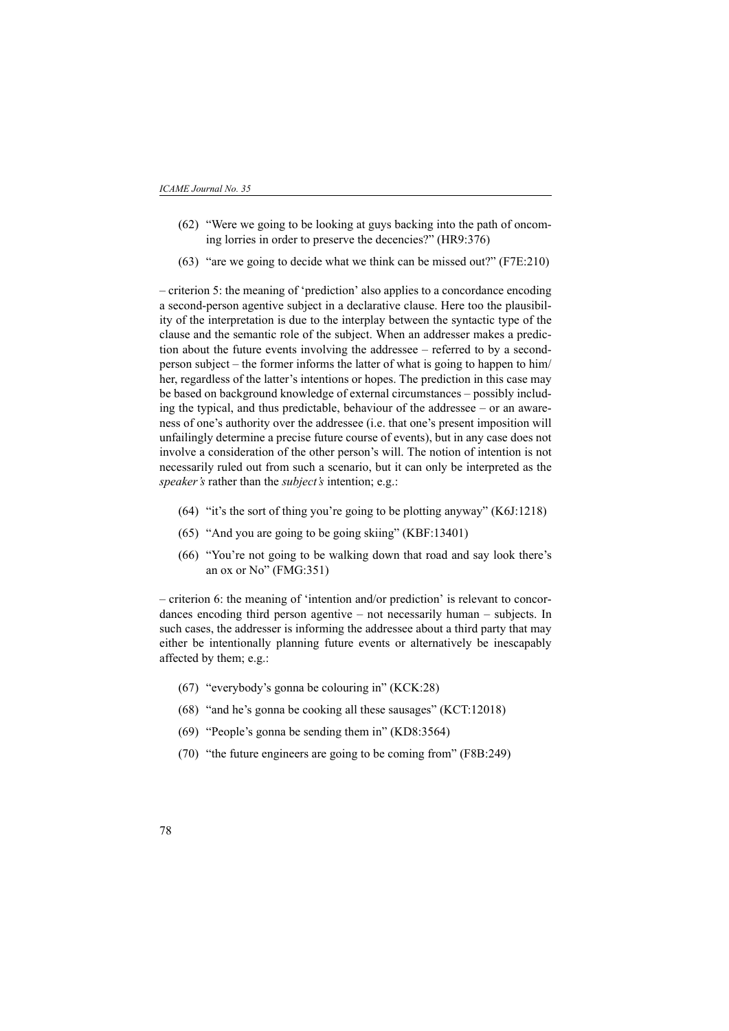(62) "Were we going to be looking at guys backing into the path of oncoming lorries in order to preserve the decencies?" (HR9:376)

(63) "are we going to decide what we think can be missed out?" (F7E:210)

– criterion 5: the meaning of 'prediction' also applies to a concordance encoding a second-person agentive subject in a declarative clause. Here too the plausibility of the interpretation is due to the interplay between the syntactic type of the clause and the semantic role of the subject. When an addresser makes a prediction about the future events involving the addressee – referred to by a second-person subject – the former informs the latter of what is going to happen to him/her, regardless of the latter's intentions or hopes. The prediction in this case may be based on background knowledge of external circumstances – possibly including the typical, and thus predictable, behaviour of the addressee – or an awareness of one's authority over the addressee (i.e. that one's present imposition will unfailingly determine a precise future course of events), but in any case does not involve a consideration of the other person's will. The notion of intention is not necessarily ruled out from such a scenario, but it can only be interpreted as the *speaker's* rather than the *subject's* intention; e.g.:

(64) "it's the sort of thing you're going to be plotting anyway" (K6J:1218)

(65) "And you are going to be going skiing" (KBF:13401)

(66) "You're not going to be walking down that road and say look there's an ox or No" (FMG:351)

– criterion 6: the meaning of 'intention and/or prediction' is relevant to concordances encoding third person agentive – not necessarily human – subjects. In such cases, the addresser is informing the addressee about a third party that may either be intentionally planning future events or alternatively be inescapably affected by them; e.g.:

(67) "everybody's gonna be colouring in" (KCK:28)

(68) "and he's gonna be cooking all these sausages" (KCT:12018)

(69) "People's gonna be sending them in" (KD8:3564)

(70) "the future engineers are going to be coming from" (F8B:249)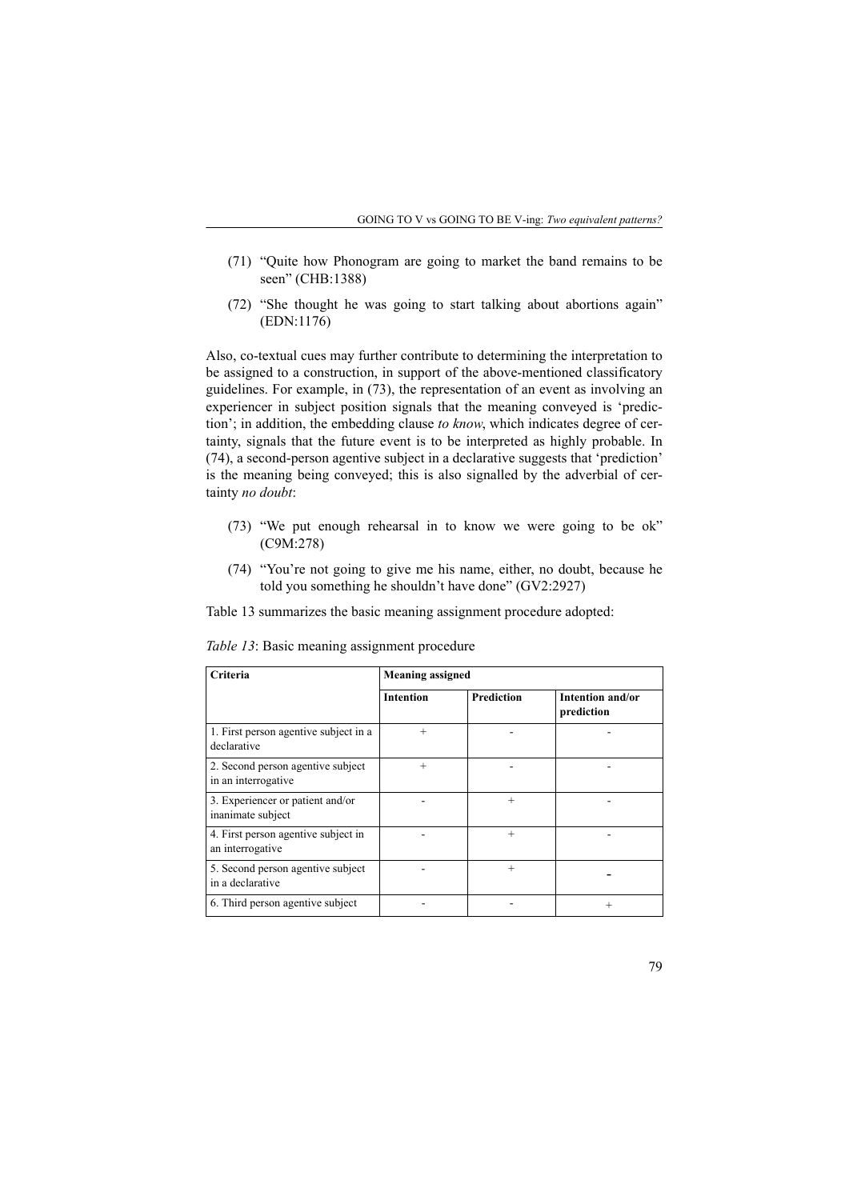(71) "Quite how Phonogram are going to market the band remains to be seen" (CHB:1388)

(72) "She thought he was going to start talking about abortions again" (EDN:1176)

Also, co-textual cues may further contribute to determining the interpretation to be assigned to a construction, in support of the above-mentioned classificatory guidelines. For example, in (73), the representation of an event as involving an experiencer in subject position signals that the meaning conveyed is 'prediction'; in addition, the embedding clause *to know*, which indicates degree of certainty, signals that the future event is to be interpreted as highly probable. In (74), a second-person agentive subject in a declarative suggests that 'prediction' is the meaning being conveyed; this is also signalled by the adverbial of certainty *no doubt*:

(73) "We put enough rehearsal in to know we were going to be ok" (C9M:278)

(74) "You're not going to give me his name, either, no doubt, because he told you something he shouldn't have done" (GV2:2927)

Table 13 summarizes the basic meaning assignment procedure adopted:

*Table 13*: Basic meaning assignment procedure

| **Criteria** | **Meaning assigned** | | |
|---|---|---|---|
| | **Intention** | **Prediction** | **Intention and/or prediction** |
| 1. First person agentive subject in a declarative | + | - | - |
| 2. Second person agentive subject in an interrogative | + | - | - |
| 3. Experiencer or patient and/or inanimate subject | - | + | - |
| 4. First person agentive subject in an interrogative | - | + | - |
| 5. Second person agentive subject in a declarative | - | + | - |
| 6. Third person agentive subject | - | - | + |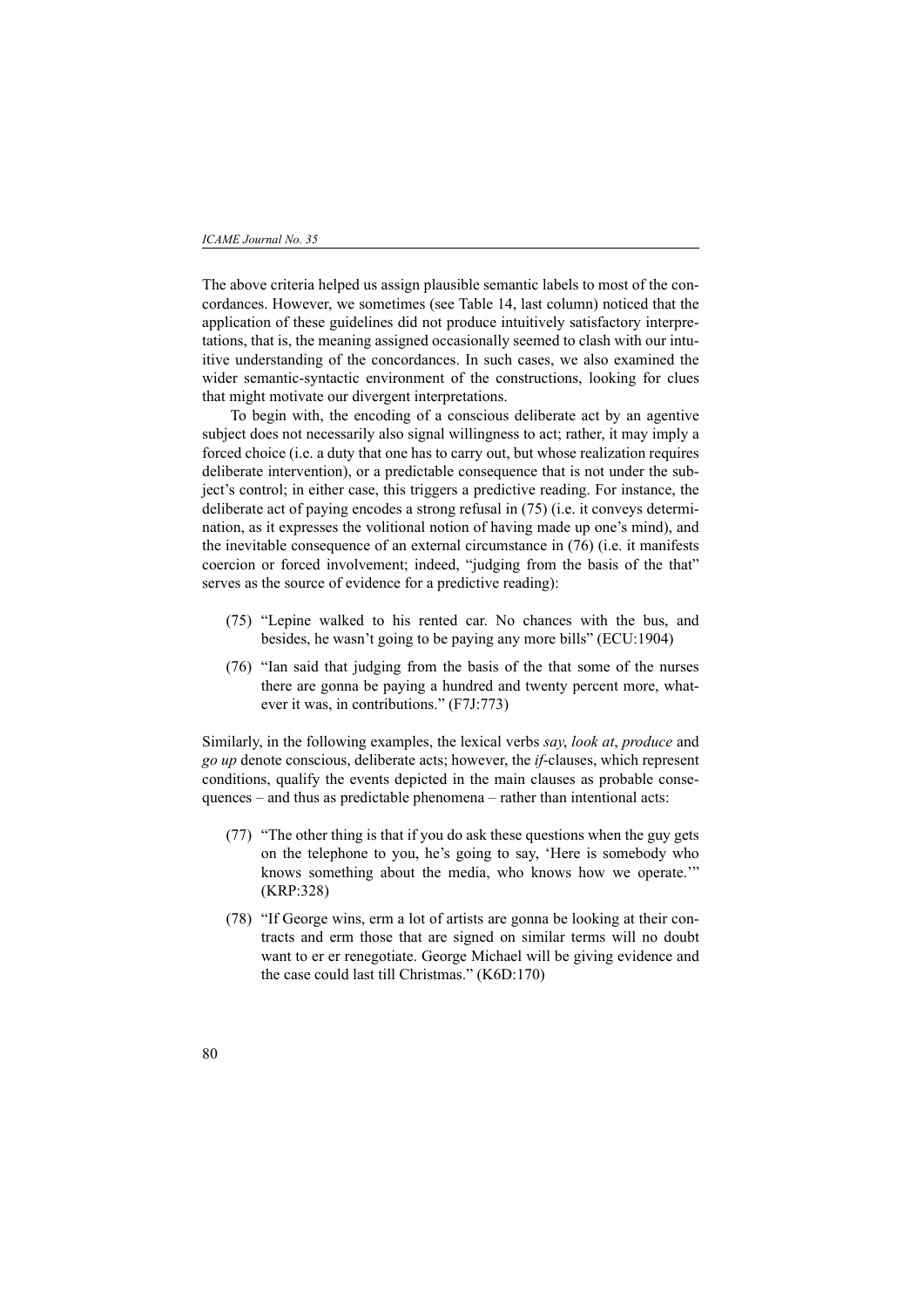The above criteria helped us assign plausible semantic labels to most of the concordances. However, we sometimes (see Table 14, last column) noticed that the application of these guidelines did not produce intuitively satisfactory interpretations, that is, the meaning assigned occasionally seemed to clash with our intuitive understanding of the concordances. In such cases, we also examined the wider semantic-syntactic environment of the constructions, looking for clues that might motivate our divergent interpretations.

To begin with, the encoding of a conscious deliberate act by an agentive subject does not necessarily also signal willingness to act; rather, it may imply a forced choice (i.e. a duty that one has to carry out, but whose realization requires deliberate intervention), or a predictable consequence that is not under the subject's control; in either case, this triggers a predictive reading. For instance, the deliberate act of paying encodes a strong refusal in (75) (i.e. it conveys determination, as it expresses the volitional notion of having made up one's mind), and the inevitable consequence of an external circumstance in (76) (i.e. it manifests coercion or forced involvement; indeed, "judging from the basis of the that" serves as the source of evidence for a predictive reading):

(75) "Lepine walked to his rented car. No chances with the bus, and besides, he wasn't going to be paying any more bills" (ECU:1904)

(76) "Ian said that judging from the basis of the that some of the nurses there are gonna be paying a hundred and twenty percent more, whatever it was, in contributions." (F7J:773)

Similarly, in the following examples, the lexical verbs *say*, *look at*, *produce* and *go up* denote conscious, deliberate acts; however, the *if*-clauses, which represent conditions, qualify the events depicted in the main clauses as probable consequences – and thus as predictable phenomena – rather than intentional acts:

(77) "The other thing is that if you do ask these questions when the guy gets on the telephone to you, he's going to say, 'Here is somebody who knows something about the media, who knows how we operate.'" (KRP:328)

(78) "If George wins, erm a lot of artists are gonna be looking at their contracts and erm those that are signed on similar terms will no doubt want to er er renegotiate. George Michael will be giving evidence and the case could last till Christmas." (K6D:170)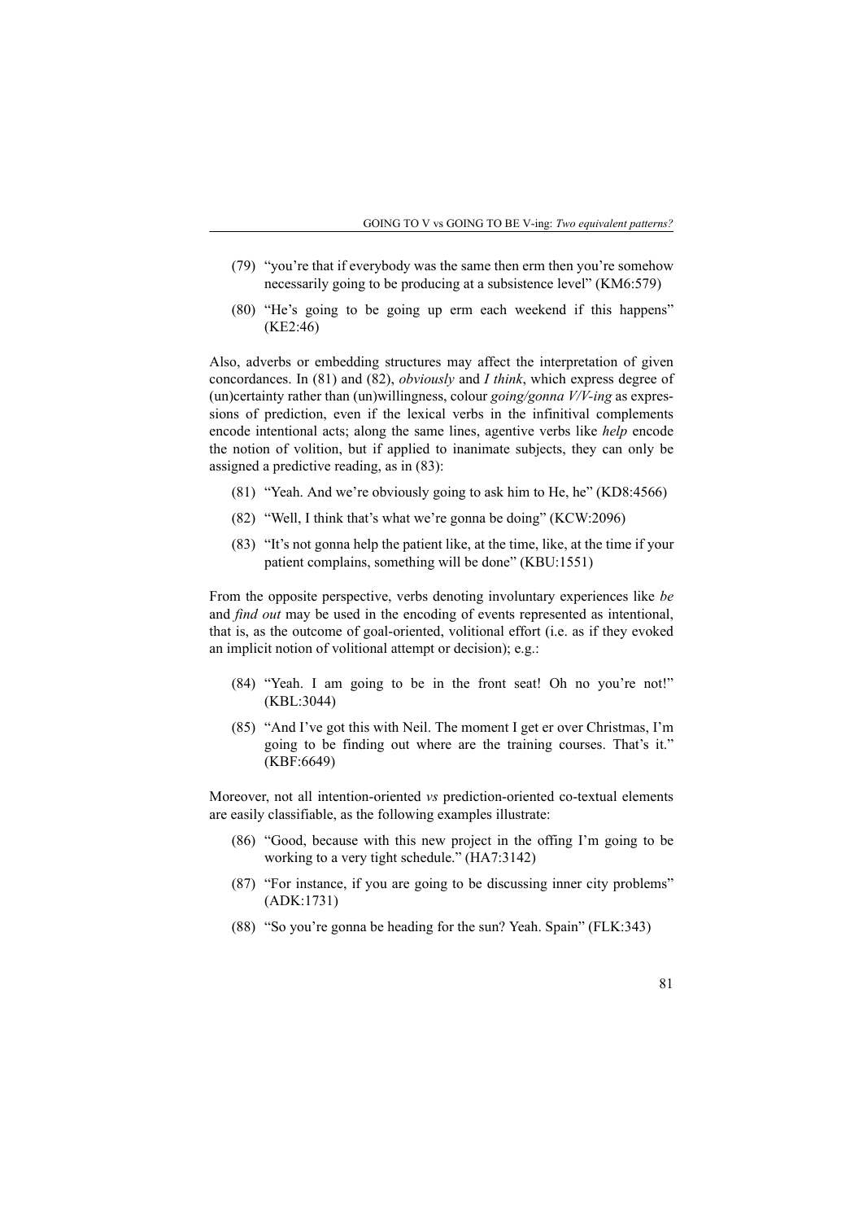(79) "you're that if everybody was the same then erm then you're somehow necessarily going to be producing at a subsistence level" (KM6:579)

(80) "He's going to be going up erm each weekend if this happens" (KE2:46)

Also, adverbs or embedding structures may affect the interpretation of given concordances. In (81) and (82), *obviously* and *I think*, which express degree of (un)certainty rather than (un)willingness, colour *going/gonna V/V-ing* as expressions of prediction, even if the lexical verbs in the infinitival complements encode intentional acts; along the same lines, agentive verbs like *help* encode the notion of volition, but if applied to inanimate subjects, they can only be assigned a predictive reading, as in (83):

(81) "Yeah. And we're obviously going to ask him to He, he" (KD8:4566)

(82) "Well, I think that's what we're gonna be doing" (KCW:2096)

(83) "It's not gonna help the patient like, at the time, like, at the time if your patient complains, something will be done" (KBU:1551)

From the opposite perspective, verbs denoting involuntary experiences like *be* and *find out* may be used in the encoding of events represented as intentional, that is, as the outcome of goal-oriented, volitional effort (i.e. as if they evoked an implicit notion of volitional attempt or decision); e.g.:

(84) "Yeah. I am going to be in the front seat! Oh no you're not!" (KBL:3044)

(85) "And I've got this with Neil. The moment I get er over Christmas, I'm going to be finding out where are the training courses. That's it." (KBF:6649)

Moreover, not all intention-oriented *vs* prediction-oriented co-textual elements are easily classifiable, as the following examples illustrate:

(86) "Good, because with this new project in the offing I'm going to be working to a very tight schedule." (HA7:3142)

(87) "For instance, if you are going to be discussing inner city problems" (ADK:1731)

(88) "So you're gonna be heading for the sun? Yeah. Spain" (FLK:343)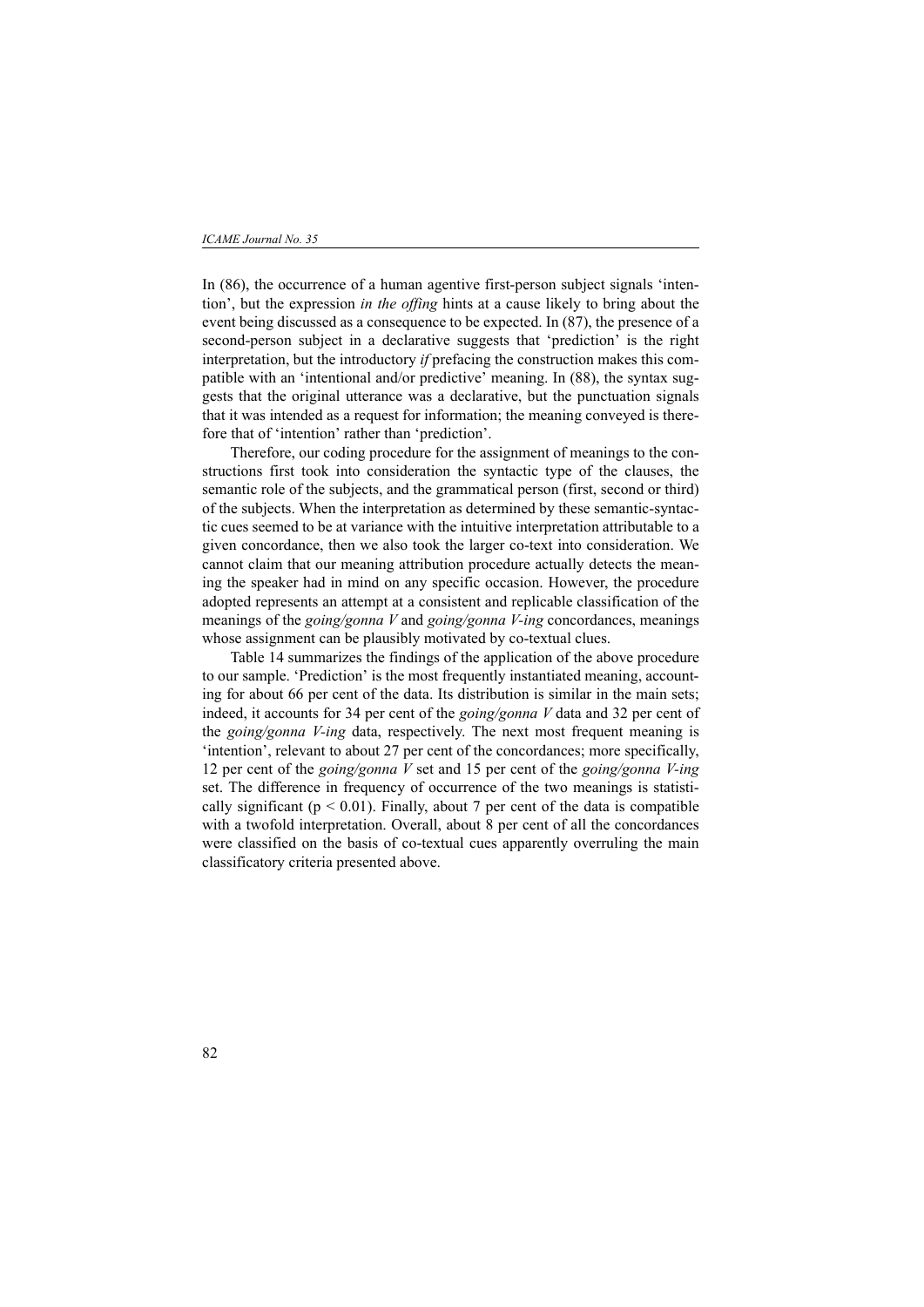In (86), the occurrence of a human agentive first-person subject signals 'intention', but the expression *in the offing* hints at a cause likely to bring about the event being discussed as a consequence to be expected. In (87), the presence of a second-person subject in a declarative suggests that 'prediction' is the right interpretation, but the introductory *if* prefacing the construction makes this compatible with an 'intentional and/or predictive' meaning. In (88), the syntax suggests that the original utterance was a declarative, but the punctuation signals that it was intended as a request for information; the meaning conveyed is therefore that of 'intention' rather than 'prediction'.

Therefore, our coding procedure for the assignment of meanings to the constructions first took into consideration the syntactic type of the clauses, the semantic role of the subjects, and the grammatical person (first, second or third) of the subjects. When the interpretation as determined by these semantic-syntactic cues seemed to be at variance with the intuitive interpretation attributable to a given concordance, then we also took the larger co-text into consideration. We cannot claim that our meaning attribution procedure actually detects the meaning the speaker had in mind on any specific occasion. However, the procedure adopted represents an attempt at a consistent and replicable classification of the meanings of the *going/gonna V* and *going/gonna V-ing* concordances, meanings whose assignment can be plausibly motivated by co-textual clues.

Table 14 summarizes the findings of the application of the above procedure to our sample. 'Prediction' is the most frequently instantiated meaning, accounting for about 66 per cent of the data. Its distribution is similar in the main sets; indeed, it accounts for 34 per cent of the *going/gonna V* data and 32 per cent of the *going/gonna V-ing* data, respectively. The next most frequent meaning is 'intention', relevant to about 27 per cent of the concordances; more specifically, 12 per cent of the *going/gonna V* set and 15 per cent of the *going/gonna V-ing* set. The difference in frequency of occurrence of the two meanings is statistically significant ($p < 0.01$). Finally, about 7 per cent of the data is compatible with a twofold interpretation. Overall, about 8 per cent of all the concordances were classified on the basis of co-textual cues apparently overruling the main classificatory criteria presented above.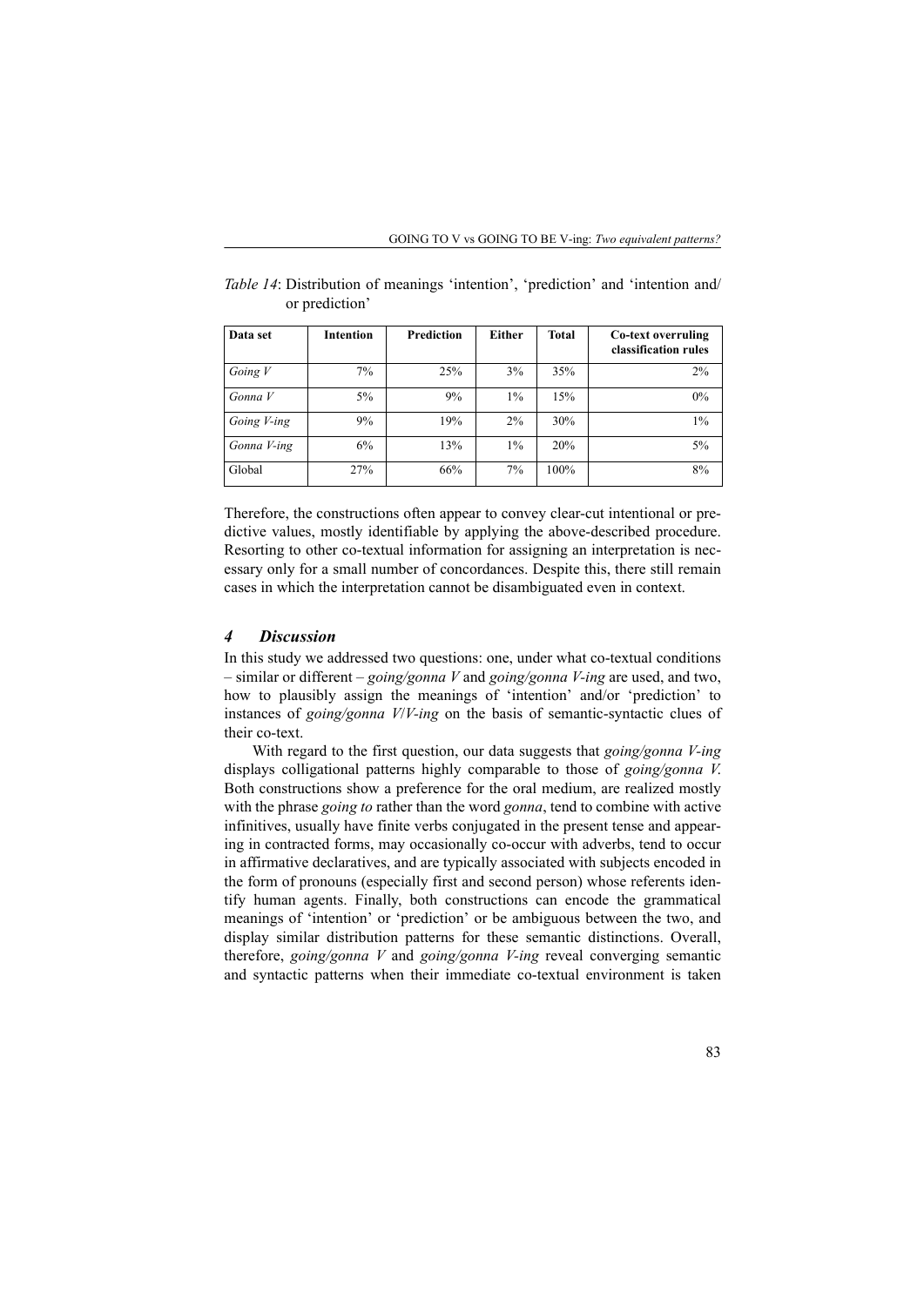*Table 14*: Distribution of meanings 'intention', 'prediction' and 'intention and/or prediction'

| Data set | Intention | Prediction | Either | Total | Co-text overruling classification rules |
|---|---|---|---|---|---|
| *Going V* | 7% | 25% | 3% | 35% | 2% |
| *Gonna V* | 5% | 9% | 1% | 15% | 0% |
| *Going V-ing* | 9% | 19% | 2% | 30% | 1% |
| *Gonna V-ing* | 6% | 13% | 1% | 20% | 5% |
| Global | 27% | 66% | 7% | 100% | 8% |

Therefore, the constructions often appear to convey clear-cut intentional or predictive values, mostly identifiable by applying the above-described procedure. Resorting to other co-textual information for assigning an interpretation is necessary only for a small number of concordances. Despite this, there still remain cases in which the interpretation cannot be disambiguated even in context.

## *4 Discussion*

In this study we addressed two questions: one, under what co-textual conditions – similar or different – *going/gonna V* and *going/gonna V-ing* are used, and two, how to plausibly assign the meanings of 'intention' and/or 'prediction' to instances of *going/gonna V/V-ing* on the basis of semantic-syntactic clues of their co-text.

With regard to the first question, our data suggests that *going/gonna V-ing* displays colligational patterns highly comparable to those of *going/gonna V.* Both constructions show a preference for the oral medium, are realized mostly with the phrase *going to* rather than the word *gonna*, tend to combine with active infinitives, usually have finite verbs conjugated in the present tense and appearing in contracted forms, may occasionally co-occur with adverbs, tend to occur in affirmative declaratives, and are typically associated with subjects encoded in the form of pronouns (especially first and second person) whose referents identify human agents. Finally, both constructions can encode the grammatical meanings of 'intention' or 'prediction' or be ambiguous between the two, and display similar distribution patterns for these semantic distinctions. Overall, therefore, *going/gonna V* and *going/gonna V-ing* reveal converging semantic and syntactic patterns when their immediate co-textual environment is taken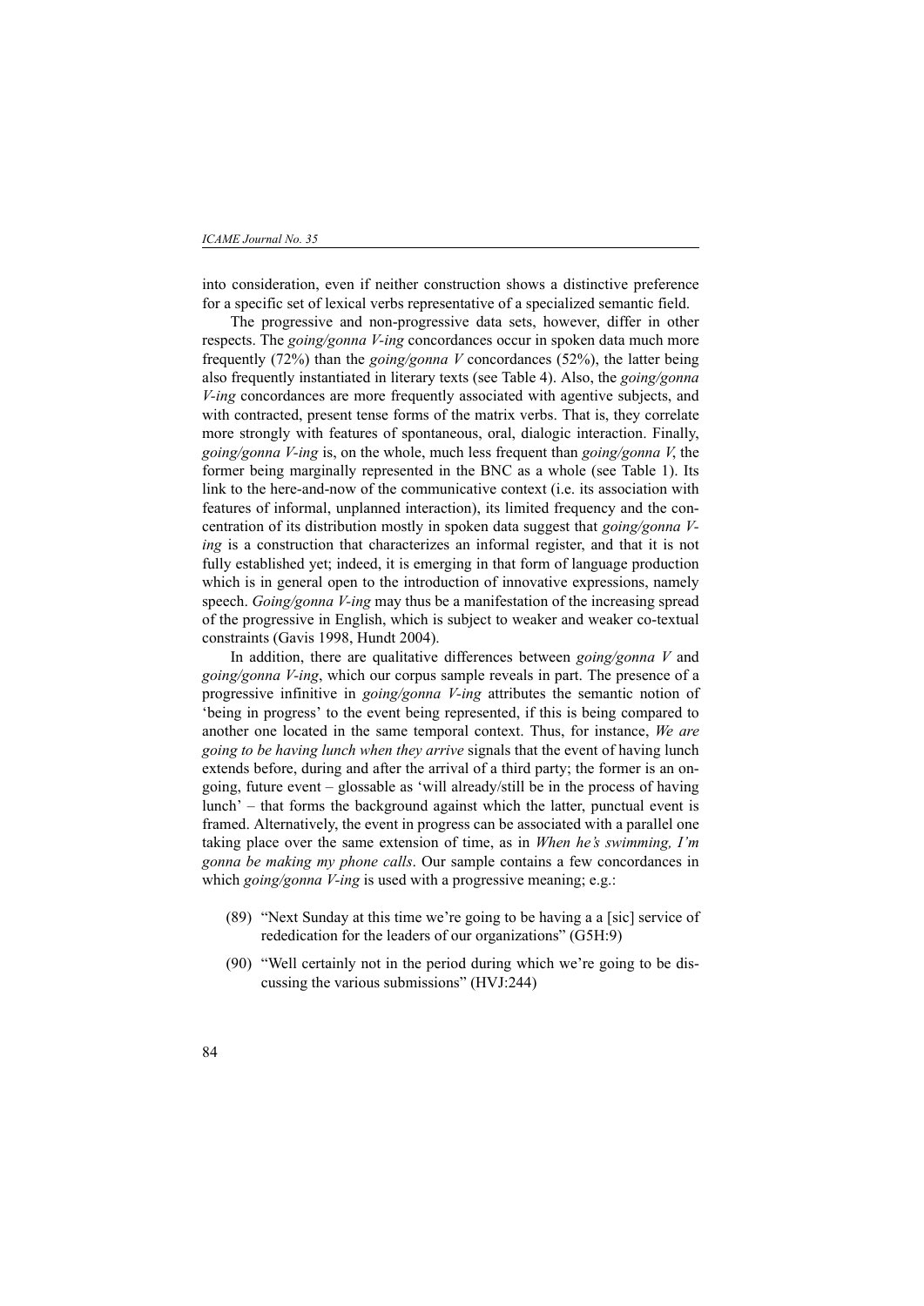into consideration, even if neither construction shows a distinctive preference for a specific set of lexical verbs representative of a specialized semantic field.

The progressive and non-progressive data sets, however, differ in other respects. The *going/gonna V-ing* concordances occur in spoken data much more frequently (72%) than the *going/gonna V* concordances (52%), the latter being also frequently instantiated in literary texts (see Table 4). Also, the *going/gonna V-ing* concordances are more frequently associated with agentive subjects, and with contracted, present tense forms of the matrix verbs. That is, they correlate more strongly with features of spontaneous, oral, dialogic interaction. Finally, *going/gonna V-ing* is, on the whole, much less frequent than *going/gonna V*, the former being marginally represented in the BNC as a whole (see Table 1). Its link to the here-and-now of the communicative context (i.e. its association with features of informal, unplanned interaction), its limited frequency and the concentration of its distribution mostly in spoken data suggest that *going/gonna V-ing* is a construction that characterizes an informal register, and that it is not fully established yet; indeed, it is emerging in that form of language production which is in general open to the introduction of innovative expressions, namely speech. *Going/gonna V-ing* may thus be a manifestation of the increasing spread of the progressive in English, which is subject to weaker and weaker co-textual constraints (Gavis 1998, Hundt 2004).

In addition, there are qualitative differences between *going/gonna V* and *going/gonna V-ing*, which our corpus sample reveals in part. The presence of a progressive infinitive in *going/gonna V-ing* attributes the semantic notion of 'being in progress' to the event being represented, if this is being compared to another one located in the same temporal context. Thus, for instance, *We are going to be having lunch when they arrive* signals that the event of having lunch extends before, during and after the arrival of a third party; the former is an on-going, future event – glossable as 'will already/still be in the process of having lunch' – that forms the background against which the latter, punctual event is framed. Alternatively, the event in progress can be associated with a parallel one taking place over the same extension of time, as in *When he's swimming, I'm gonna be making my phone calls*. Our sample contains a few concordances in which *going/gonna V-ing* is used with a progressive meaning; e.g.:

(89) "Next Sunday at this time we're going to be having a a [sic] service of rededication for the leaders of our organizations" (G5H:9)

(90) "Well certainly not in the period during which we're going to be discussing the various submissions" (HVJ:244)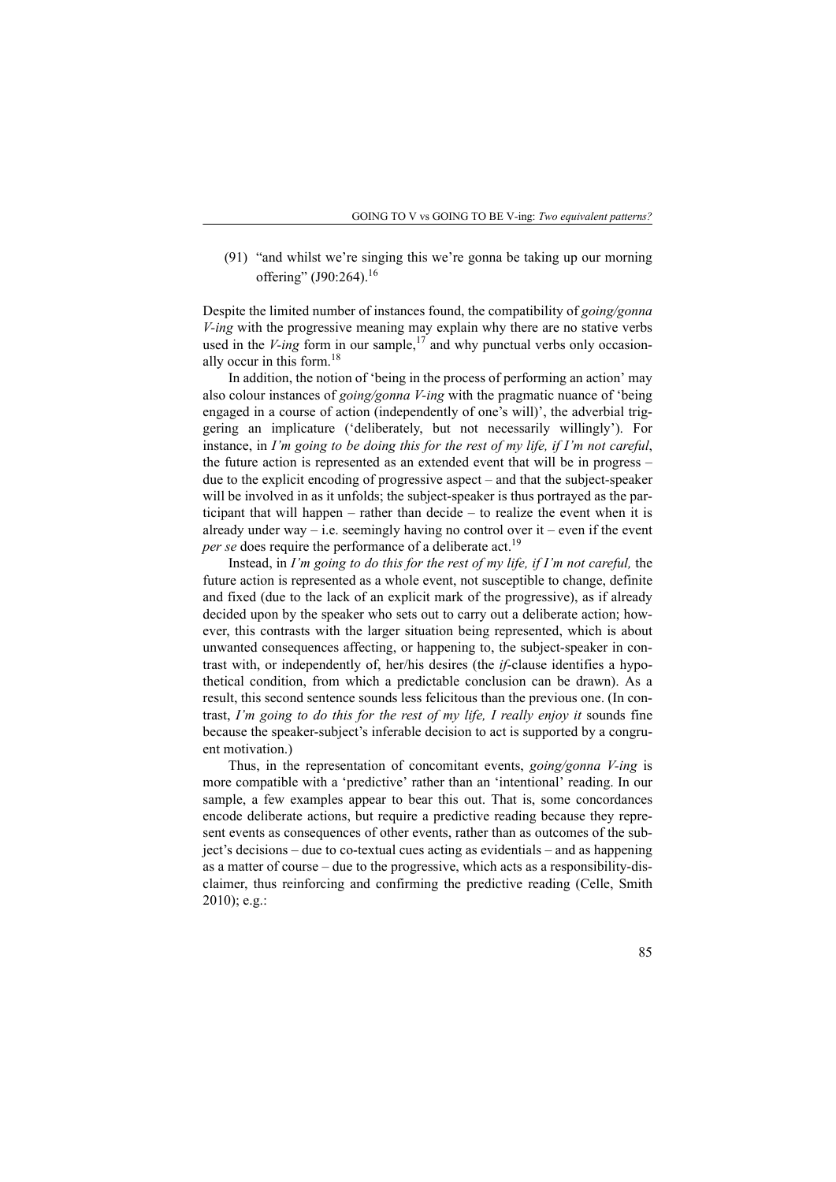(91) "and whilst we're singing this we're gonna be taking up our morning offering" (J90:264).[16]

Despite the limited number of instances found, the compatibility of *going/gonna V-ing* with the progressive meaning may explain why there are no stative verbs used in the *V-ing* form in our sample,[17] and why punctual verbs only occasionally occur in this form.[18]

In addition, the notion of 'being in the process of performing an action' may also colour instances of *going/gonna V-ing* with the pragmatic nuance of 'being engaged in a course of action (independently of one's will)', the adverbial triggering an implicature ('deliberately, but not necessarily willingly'). For instance, in *I'm going to be doing this for the rest of my life, if I'm not careful*, the future action is represented as an extended event that will be in progress – due to the explicit encoding of progressive aspect – and that the subject-speaker will be involved in as it unfolds; the subject-speaker is thus portrayed as the participant that will happen – rather than decide – to realize the event when it is already under way – i.e. seemingly having no control over it – even if the event *per se* does require the performance of a deliberate act.[19]

Instead, in *I'm going to do this for the rest of my life, if I'm not careful,* the future action is represented as a whole event, not susceptible to change, definite and fixed (due to the lack of an explicit mark of the progressive), as if already decided upon by the speaker who sets out to carry out a deliberate action; however, this contrasts with the larger situation being represented, which is about unwanted consequences affecting, or happening to, the subject-speaker in contrast with, or independently of, her/his desires (the *if*-clause identifies a hypothetical condition, from which a predictable conclusion can be drawn). As a result, this second sentence sounds less felicitous than the previous one. (In contrast, *I'm going to do this for the rest of my life, I really enjoy it* sounds fine because the speaker-subject's inferable decision to act is supported by a congruent motivation.)

Thus, in the representation of concomitant events, *going/gonna V-ing* is more compatible with a 'predictive' rather than an 'intentional' reading. In our sample, a few examples appear to bear this out. That is, some concordances encode deliberate actions, but require a predictive reading because they represent events as consequences of other events, rather than as outcomes of the subject's decisions – due to co-textual cues acting as evidentials – and as happening as a matter of course – due to the progressive, which acts as a responsibility-disclaimer, thus reinforcing and confirming the predictive reading (Celle, Smith 2010); e.g.: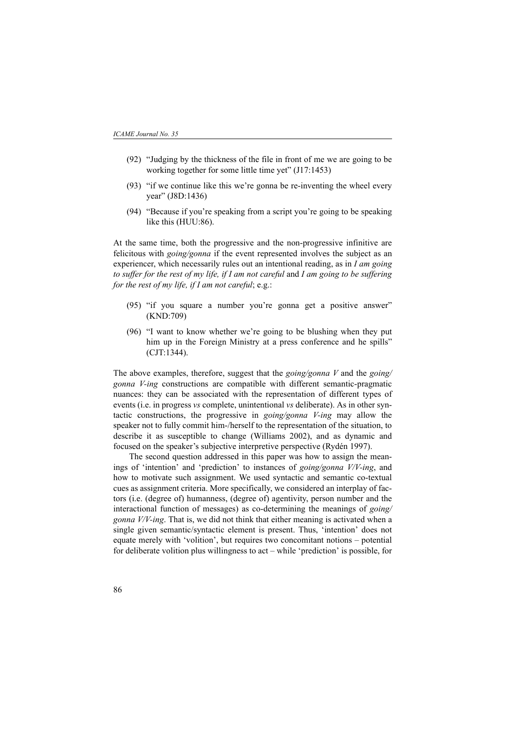(92) “Judging by the thickness of the file in front of me we are going to be working together for some little time yet” (J17:1453)

(93) “if we continue like this we’re gonna be re-inventing the wheel every year” (J8D:1436)

(94) “Because if you’re speaking from a script you’re going to be speaking like this (HUU:86).

At the same time, both the progressive and the non-progressive infinitive are felicitous with *going/gonna* if the event represented involves the subject as an experiencer, which necessarily rules out an intentional reading, as in *I am going to suffer for the rest of my life, if I am not careful* and *I am going to be suffering for the rest of my life, if I am not careful*; e.g.:

(95) “if you square a number you’re gonna get a positive answer” (KND:709)

(96) “I want to know whether we’re going to be blushing when they put him up in the Foreign Ministry at a press conference and he spills” (CJT:1344).

The above examples, therefore, suggest that the *going/gonna V* and the *going/gonna V-ing* constructions are compatible with different semantic-pragmatic nuances: they can be associated with the representation of different types of events (i.e. in progress *vs* complete, unintentional *vs* deliberate). As in other syntactic constructions, the progressive in *going/gonna V-ing* may allow the speaker not to fully commit him-/herself to the representation of the situation, to describe it as susceptible to change (Williams 2002), and as dynamic and focused on the speaker’s subjective interpretive perspective (Rydén 1997).

The second question addressed in this paper was how to assign the meanings of ‘intention’ and ‘prediction’ to instances of *going/gonna V/V-ing*, and how to motivate such assignment. We used syntactic and semantic co-textual cues as assignment criteria. More specifically, we considered an interplay of factors (i.e. (degree of) humanness, (degree of) agentivity, person number and the interactional function of messages) as co-determining the meanings of *going/gonna V/V-ing*. That is, we did not think that either meaning is activated when a single given semantic/syntactic element is present. Thus, ‘intention’ does not equate merely with ‘volition’, but requires two concomitant notions – potential for deliberate volition plus willingness to act – while ‘prediction’ is possible, for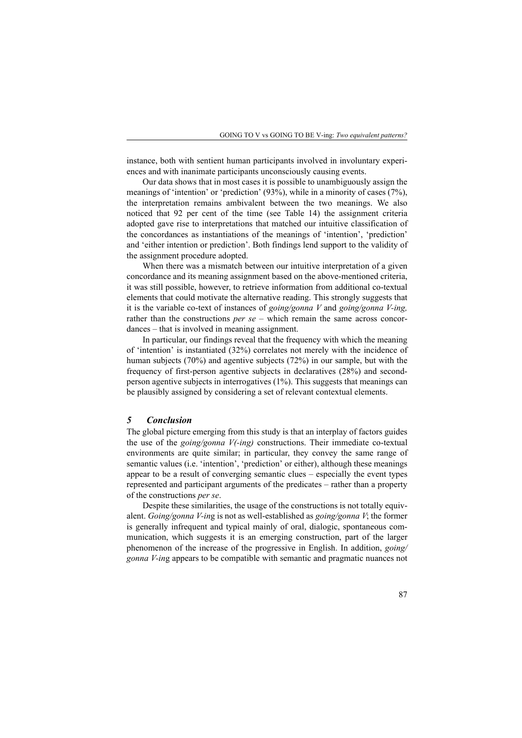instance, both with sentient human participants involved in involuntary experiences and with inanimate participants unconsciously causing events.

Our data shows that in most cases it is possible to unambiguously assign the meanings of 'intention' or 'prediction' (93%), while in a minority of cases (7%), the interpretation remains ambivalent between the two meanings. We also noticed that 92 per cent of the time (see Table 14) the assignment criteria adopted gave rise to interpretations that matched our intuitive classification of the concordances as instantiations of the meanings of 'intention', 'prediction' and 'either intention or prediction'. Both findings lend support to the validity of the assignment procedure adopted.

When there was a mismatch between our intuitive interpretation of a given concordance and its meaning assignment based on the above-mentioned criteria, it was still possible, however, to retrieve information from additional co-textual elements that could motivate the alternative reading. This strongly suggests that it is the variable co-text of instances of *going/gonna V* and *going/gonna V-ing,* rather than the constructions *per se* – which remain the same across concordances – that is involved in meaning assignment.

In particular, our findings reveal that the frequency with which the meaning of 'intention' is instantiated (32%) correlates not merely with the incidence of human subjects (70%) and agentive subjects (72%) in our sample, but with the frequency of first-person agentive subjects in declaratives (28%) and second-person agentive subjects in interrogatives (1%). This suggests that meanings can be plausibly assigned by considering a set of relevant contextual elements.

## *5 Conclusion*

The global picture emerging from this study is that an interplay of factors guides the use of the *going/gonna V(-ing)* constructions. Their immediate co-textual environments are quite similar; in particular, they convey the same range of semantic values (i.e. 'intention', 'prediction' or either), although these meanings appear to be a result of converging semantic clues – especially the event types represented and participant arguments of the predicates – rather than a property of the constructions *per se*.

Despite these similarities, the usage of the constructions is not totally equivalent. *Going/gonna V-ing* is not as well-established as *going/gonna V*; the former is generally infrequent and typical mainly of oral, dialogic, spontaneous communication, which suggests it is an emerging construction, part of the larger phenomenon of the increase of the progressive in English. In addition, *going/gonna V-ing* appears to be compatible with semantic and pragmatic nuances not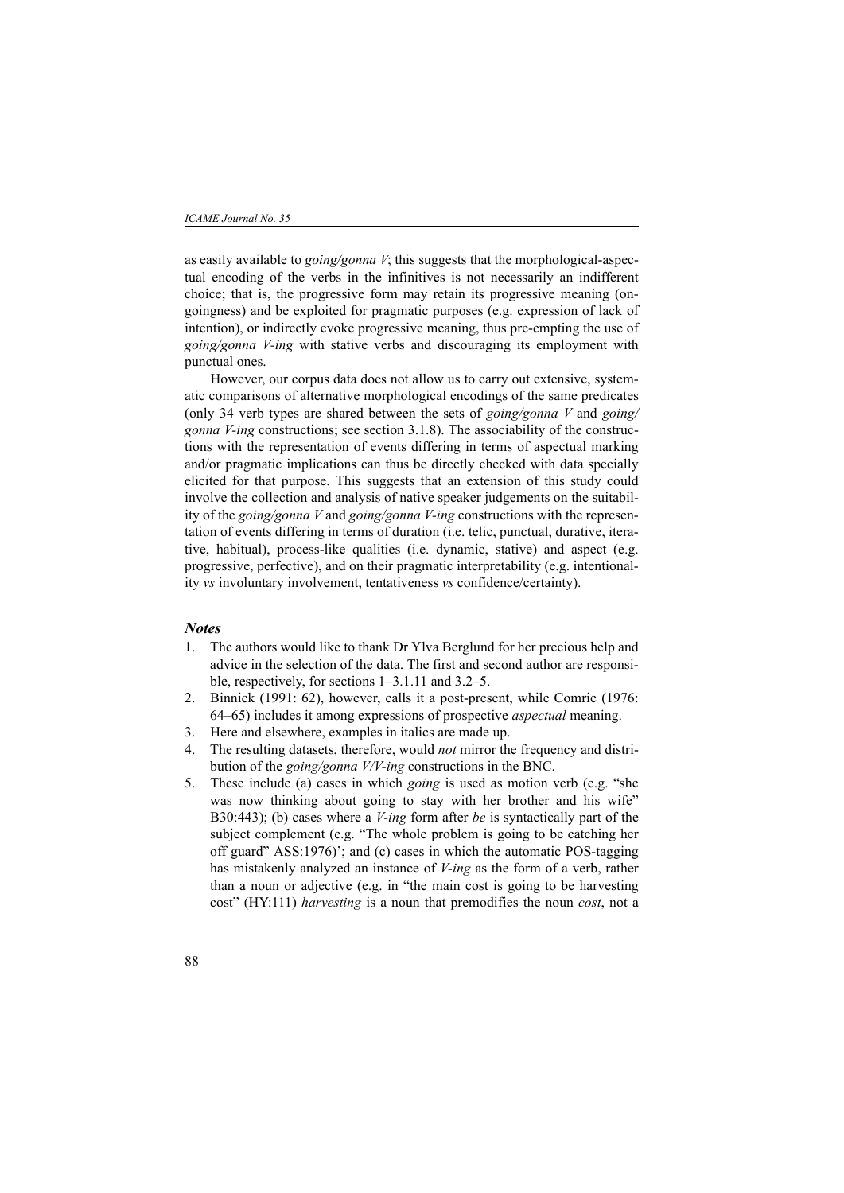as easily available to *going/gonna V*; this suggests that the morphological-aspectual encoding of the verbs in the infinitives is not necessarily an indifferent choice; that is, the progressive form may retain its progressive meaning (ongoingness) and be exploited for pragmatic purposes (e.g. expression of lack of intention), or indirectly evoke progressive meaning, thus pre-empting the use of *going/gonna V-ing* with stative verbs and discouraging its employment with punctual ones.

However, our corpus data does not allow us to carry out extensive, systematic comparisons of alternative morphological encodings of the same predicates (only 34 verb types are shared between the sets of *going/gonna V* and *going/gonna V-ing* constructions; see section 3.1.8). The associability of the constructions with the representation of events differing in terms of aspectual marking and/or pragmatic implications can thus be directly checked with data specially elicited for that purpose. This suggests that an extension of this study could involve the collection and analysis of native speaker judgements on the suitability of the *going/gonna V* and *going/gonna V-ing* constructions with the representation of events differing in terms of duration (i.e. telic, punctual, durative, iterative, habitual), process-like qualities (i.e. dynamic, stative) and aspect (e.g. progressive, perfective), and on their pragmatic interpretability (e.g. intentionality *vs* involuntary involvement, tentativeness *vs* confidence/certainty).

## *Notes*

1. The authors would like to thank Dr Ylva Berglund for her precious help and advice in the selection of the data. The first and second author are responsible, respectively, for sections 1–3.1.11 and 3.2–5.
2. Binnick (1991: 62), however, calls it a post-present, while Comrie (1976: 64–65) includes it among expressions of prospective *aspectual* meaning.
3. Here and elsewhere, examples in italics are made up.
4. The resulting datasets, therefore, would *not* mirror the frequency and distribution of the *going/gonna V/V-ing* constructions in the BNC.
5. These include (a) cases in which *going* is used as motion verb (e.g. "she was now thinking about going to stay with her brother and his wife" B30:443); (b) cases where a *V-ing* form after *be* is syntactically part of the subject complement (e.g. "The whole problem is going to be catching her off guard" ASS:1976)'; and (c) cases in which the automatic POS-tagging has mistakenly analyzed an instance of *V-ing* as the form of a verb, rather than a noun or adjective (e.g. in "the main cost is going to be harvesting cost" (HY:111) *harvesting* is a noun that premodifies the noun *cost*, not a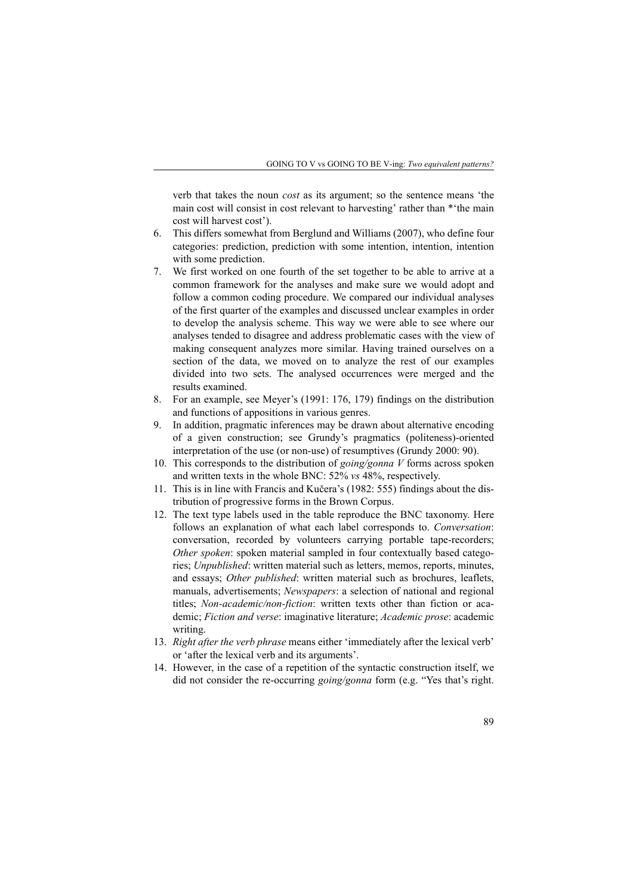verb that takes the noun *cost* as its argument; so the sentence means 'the main cost will consist in cost relevant to harvesting' rather than *'the main cost will harvest cost').

6. This differs somewhat from Berglund and Williams (2007), who define four categories: prediction, prediction with some intention, intention, intention with some prediction.
7. We first worked on one fourth of the set together to be able to arrive at a common framework for the analyses and make sure we would adopt and follow a common coding procedure. We compared our individual analyses of the first quarter of the examples and discussed unclear examples in order to develop the analysis scheme. This way we were able to see where our analyses tended to disagree and address problematic cases with the view of making consequent analyzes more similar. Having trained ourselves on a section of the data, we moved on to analyze the rest of our examples divided into two sets. The analysed occurrences were merged and the results examined.
8. For an example, see Meyer's (1991: 176, 179) findings on the distribution and functions of appositions in various genres.
9. In addition, pragmatic inferences may be drawn about alternative encoding of a given construction; see Grundy's pragmatics (politeness)-oriented interpretation of the use (or non-use) of resumptives (Grundy 2000: 90).
10. This corresponds to the distribution of *going/gonna V* forms across spoken and written texts in the whole BNC: 52% *vs* 48%, respectively.
11. This is in line with Francis and Kučera's (1982: 555) findings about the distribution of progressive forms in the Brown Corpus.
12. The text type labels used in the table reproduce the BNC taxonomy. Here follows an explanation of what each label corresponds to. *Conversation*: conversation, recorded by volunteers carrying portable tape-recorders; *Other spoken*: spoken material sampled in four contextually based categories; *Unpublished*: written material such as letters, memos, reports, minutes, and essays; *Other published*: written material such as brochures, leaflets, manuals, advertisements; *Newspapers*: a selection of national and regional titles; *Non-academic/non-fiction*: written texts other than fiction or academic; *Fiction and verse*: imaginative literature; *Academic prose*: academic writing.
13. *Right after the verb phrase* means either 'immediately after the lexical verb' or 'after the lexical verb and its arguments'.
14. However, in the case of a repetition of the syntactic construction itself, we did not consider the re-occurring *going/gonna* form (e.g. "Yes that's right.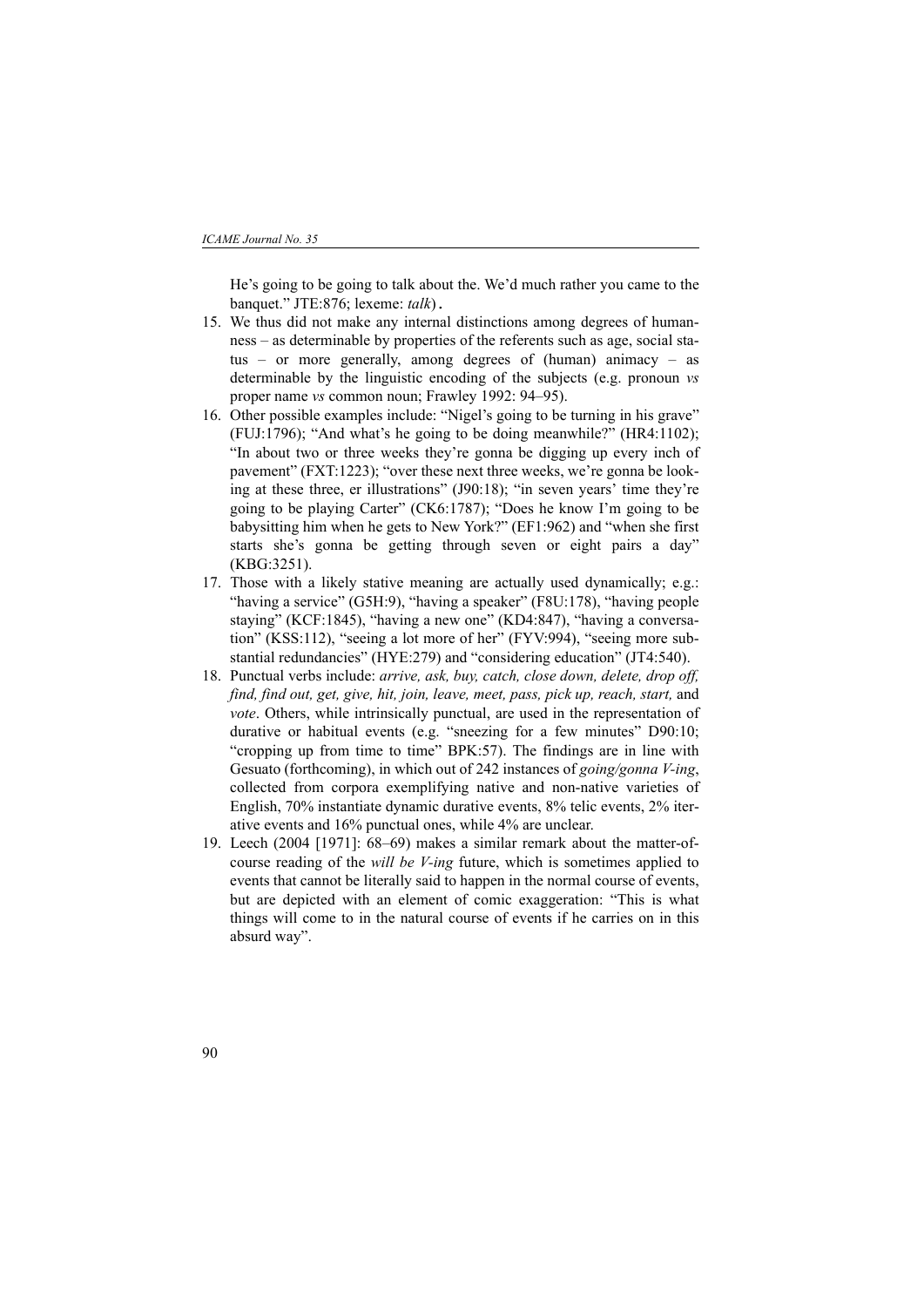He's going to be going to talk about the. We'd much rather you came to the banquet." JTE:876; lexeme: *talk*).

15. We thus did not make any internal distinctions among degrees of humanness – as determinable by properties of the referents such as age, social status – or more generally, among degrees of (human) animacy – as determinable by the linguistic encoding of the subjects (e.g. pronoun *vs* proper name *vs* common noun; Frawley 1992: 94–95).
16. Other possible examples include: "Nigel's going to be turning in his grave" (FUJ:1796); "And what's he going to be doing meanwhile?" (HR4:1102); "In about two or three weeks they're gonna be digging up every inch of pavement" (FXT:1223); "over these next three weeks, we're gonna be looking at these three, er illustrations" (J90:18); "in seven years' time they're going to be playing Carter" (CK6:1787); "Does he know I'm going to be babysitting him when he gets to New York?" (EF1:962) and "when she first starts she's gonna be getting through seven or eight pairs a day" (KBG:3251).
17. Those with a likely stative meaning are actually used dynamically; e.g.: "having a service" (G5H:9), "having a speaker" (F8U:178), "having people staying" (KCF:1845), "having a new one" (KD4:847), "having a conversation" (KSS:112), "seeing a lot more of her" (FYV:994), "seeing more substantial redundancies" (HYE:279) and "considering education" (JT4:540).
18. Punctual verbs include: *arrive, ask, buy, catch, close down, delete, drop off, find, find out, get, give, hit, join, leave, meet, pass, pick up, reach, start,* and *vote*. Others, while intrinsically punctual, are used in the representation of durative or habitual events (e.g. "sneezing for a few minutes" D90:10; "cropping up from time to time" BPK:57). The findings are in line with Gesuato (forthcoming), in which out of 242 instances of *going/gonna V-ing*, collected from corpora exemplifying native and non-native varieties of English, 70% instantiate dynamic durative events, 8% telic events, 2% iterative events and 16% punctual ones, while 4% are unclear.
19. Leech (2004 [1971]: 68–69) makes a similar remark about the matter-of-course reading of the *will be V-ing* future, which is sometimes applied to events that cannot be literally said to happen in the normal course of events, but are depicted with an element of comic exaggeration: "This is what things will come to in the natural course of events if he carries on in this absurd way".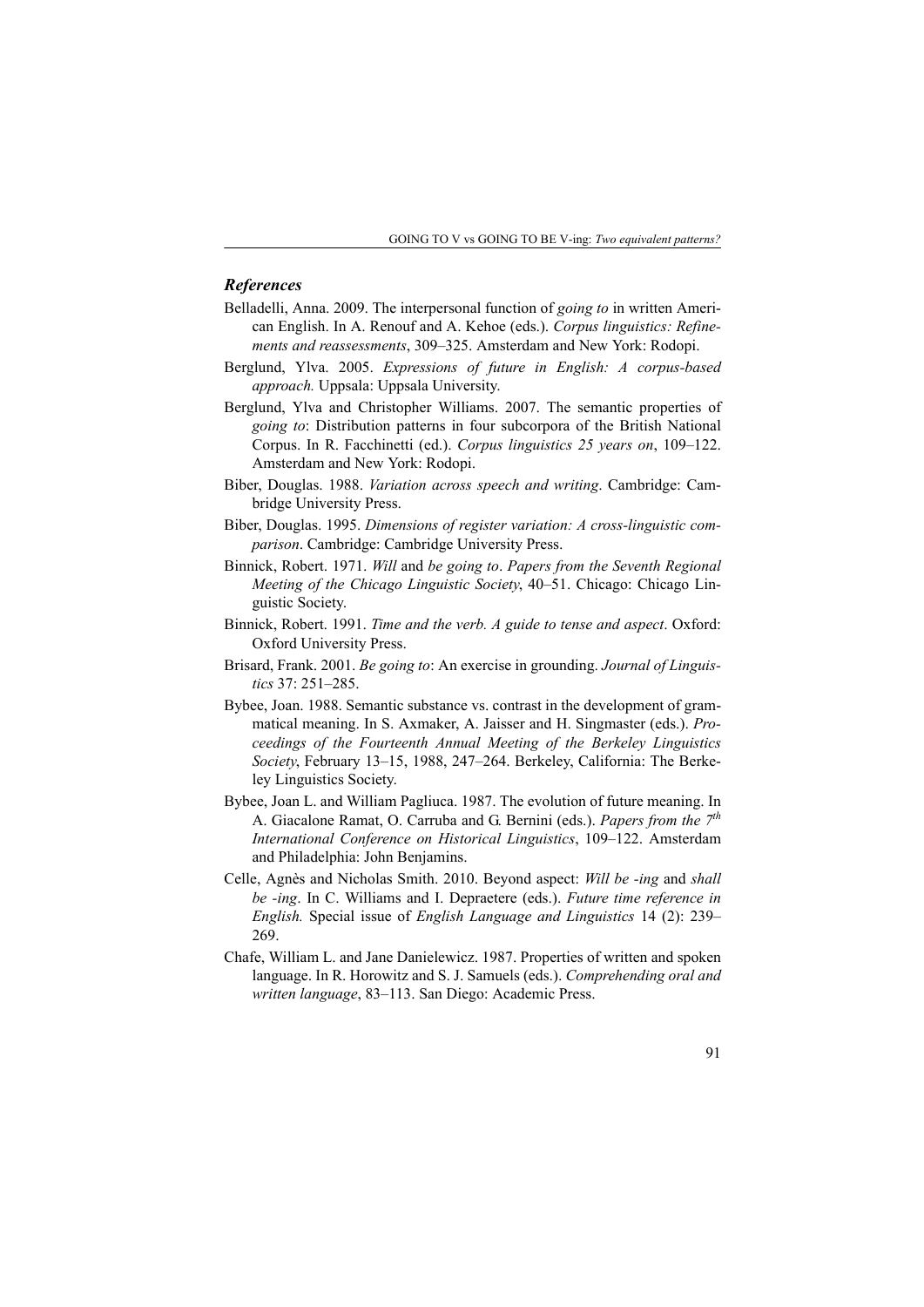### *References*

Belladelli, Anna. 2009. The interpersonal function of *going to* in written American English. In A. Renouf and A. Kehoe (eds.). *Corpus linguistics: Refinements and reassessments*, 309–325. Amsterdam and New York: Rodopi.

Berglund, Ylva. 2005. *Expressions of future in English: A corpus-based approach.* Uppsala: Uppsala University.

Berglund, Ylva and Christopher Williams. 2007. The semantic properties of *going to*: Distribution patterns in four subcorpora of the British National Corpus. In R. Facchinetti (ed.). *Corpus linguistics 25 years on*, 109–122. Amsterdam and New York: Rodopi.

Biber, Douglas. 1988. *Variation across speech and writing*. Cambridge: Cambridge University Press.

Biber, Douglas. 1995. *Dimensions of register variation: A cross-linguistic comparison*. Cambridge: Cambridge University Press.

Binnick, Robert. 1971. *Will* and *be going to*. *Papers from the Seventh Regional Meeting of the Chicago Linguistic Society*, 40–51. Chicago: Chicago Linguistic Society.

Binnick, Robert. 1991. *Time and the verb. A guide to tense and aspect*. Oxford: Oxford University Press.

Brisard, Frank. 2001. *Be going to*: An exercise in grounding. *Journal of Linguistics* 37: 251–285.

Bybee, Joan. 1988. Semantic substance vs. contrast in the development of grammatical meaning. In S. Axmaker, A. Jaisser and H. Singmaster (eds.). *Proceedings of the Fourteenth Annual Meeting of the Berkeley Linguistics Society*, February 13–15, 1988, 247–264. Berkeley, California: The Berkeley Linguistics Society.

Bybee, Joan L. and William Pagliuca. 1987. The evolution of future meaning. In A. Giacalone Ramat, O. Carruba and G. Bernini (eds.). *Papers from the 7th International Conference on Historical Linguistics*, 109–122. Amsterdam and Philadelphia: John Benjamins.

Celle, Agnès and Nicholas Smith. 2010. Beyond aspect: *Will be -ing* and *shall be -ing*. In C. Williams and I. Depraetere (eds.). *Future time reference in English.* Special issue of *English Language and Linguistics* 14 (2): 239–269.

Chafe, William L. and Jane Danielewicz. 1987. Properties of written and spoken language. In R. Horowitz and S. J. Samuels (eds.). *Comprehending oral and written language*, 83–113. San Diego: Academic Press.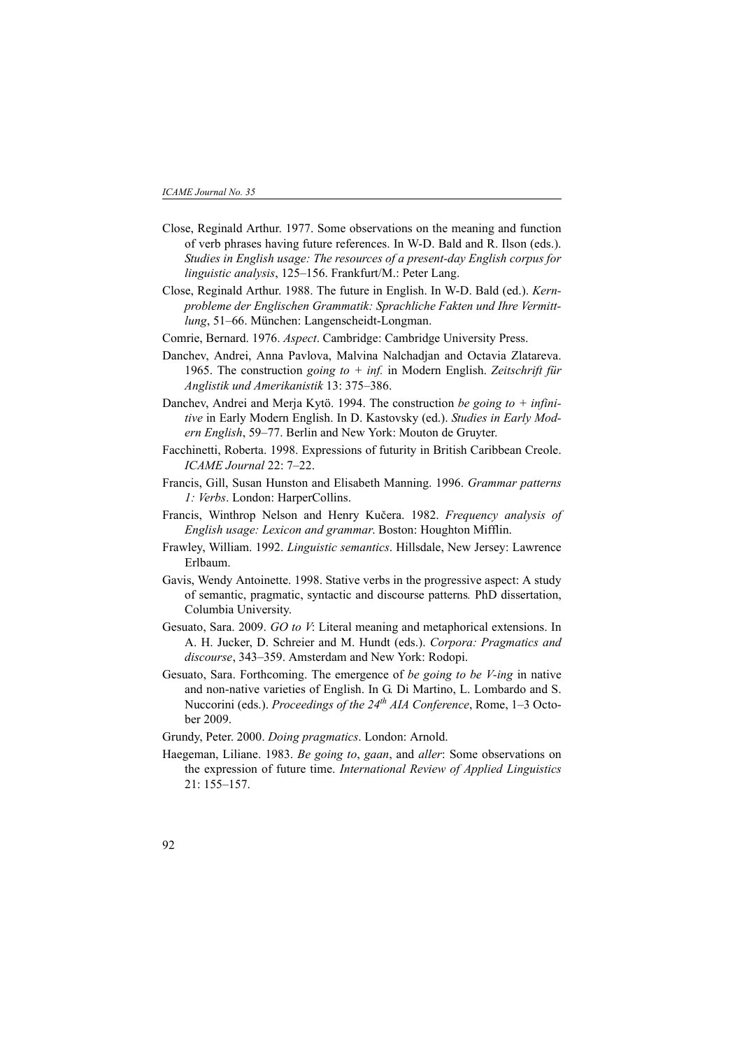Close, Reginald Arthur. 1977. Some observations on the meaning and function of verb phrases having future references. In W-D. Bald and R. Ilson (eds.). *Studies in English usage: The resources of a present-day English corpus for linguistic analysis*, 125–156. Frankfurt/M.: Peter Lang.

Close, Reginald Arthur. 1988. The future in English. In W-D. Bald (ed.). *Kernprobleme der Englischen Grammatik: Sprachliche Fakten und Ihre Vermittlung*, 51–66. München: Langenscheidt-Longman.

Comrie, Bernard. 1976. *Aspect*. Cambridge: Cambridge University Press.

Danchev, Andrei, Anna Pavlova, Malvina Nalchadjan and Octavia Zlatareva. 1965. The construction *going to + inf.* in Modern English. *Zeitschrift für Anglistik und Amerikanistik* 13: 375–386.

Danchev, Andrei and Merja Kytö. 1994. The construction *be going to + infinitive* in Early Modern English. In D. Kastovsky (ed.). *Studies in Early Modern English*, 59–77. Berlin and New York: Mouton de Gruyter.

Facchinetti, Roberta. 1998. Expressions of futurity in British Caribbean Creole. *ICAME Journal* 22: 7–22.

Francis, Gill, Susan Hunston and Elisabeth Manning. 1996. *Grammar patterns 1: Verbs*. London: HarperCollins.

Francis, Winthrop Nelson and Henry Kučera. 1982. *Frequency analysis of English usage: Lexicon and grammar*. Boston: Houghton Mifflin.

Frawley, William. 1992. *Linguistic semantics*. Hillsdale, New Jersey: Lawrence Erlbaum.

Gavis, Wendy Antoinette. 1998. Stative verbs in the progressive aspect: A study of semantic, pragmatic, syntactic and discourse patterns*.* PhD dissertation, Columbia University.

Gesuato, Sara. 2009. *GO to V*: Literal meaning and metaphorical extensions. In A. H. Jucker, D. Schreier and M. Hundt (eds.). *Corpora: Pragmatics and discourse*, 343–359. Amsterdam and New York: Rodopi.

Gesuato, Sara. Forthcoming. The emergence of *be going to be V-ing* in native and non-native varieties of English. In G. Di Martino, L. Lombardo and S. Nuccorini (eds.). *Proceedings of the 24th AIA Conference*, Rome, 1–3 October 2009.

Grundy, Peter. 2000. *Doing pragmatics*. London: Arnold.

Haegeman, Liliane. 1983. *Be going to*, *gaan*, and *aller*: Some observations on the expression of future time. *International Review of Applied Linguistics* 21: 155–157.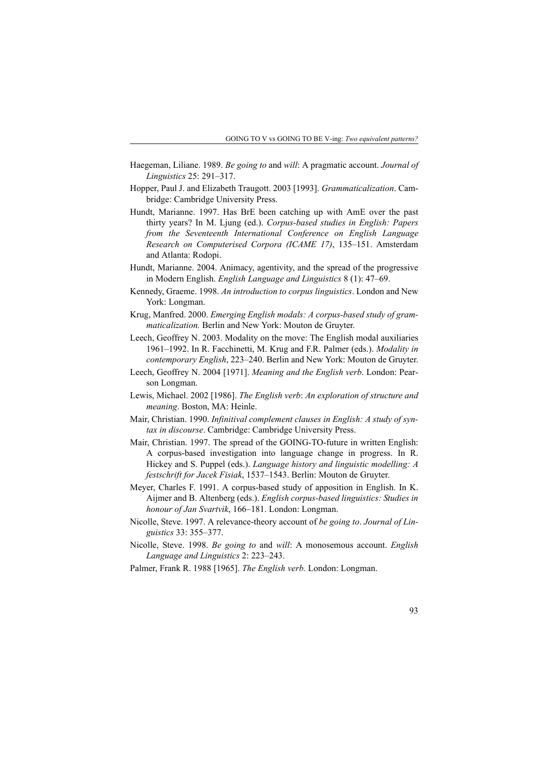Haegeman, Liliane. 1989. *Be going to* and *will*: A pragmatic account. *Journal of Linguistics* 25: 291–317.

Hopper, Paul J. and Elizabeth Traugott. 2003 [1993]. *Grammaticalization*. Cambridge: Cambridge University Press.

Hundt, Marianne. 1997. Has BrE been catching up with AmE over the past thirty years? In M. Ljung (ed.). *Corpus-based studies in English: Papers from the Seventeenth International Conference on English Language Research on Computerised Corpora (ICAME 17)*, 135–151. Amsterdam and Atlanta: Rodopi.

Hundt, Marianne. 2004. Animacy, agentivity, and the spread of the progressive in Modern English. *English Language and Linguistics* 8 (1): 47–69.

Kennedy, Graeme. 1998. *An introduction to corpus linguistics*. London and New York: Longman.

Krug, Manfred. 2000. *Emerging English modals: A corpus-based study of grammaticalization.* Berlin and New York: Mouton de Gruyter.

Leech, Geoffrey N. 2003. Modality on the move: The English modal auxiliaries 1961–1992. In R. Facchinetti, M. Krug and F.R. Palmer (eds.). *Modality in contemporary English*, 223–240. Berlin and New York: Mouton de Gruyter.

Leech, Geoffrey N. 2004 [1971]. *Meaning and the English verb*. London: Pearson Longman.

Lewis, Michael. 2002 [1986]. *The English verb*: *An exploration of structure and meaning*. Boston, MA: Heinle.

Mair, Christian. 1990. *Infinitival complement clauses in English: A study of syntax in discourse*. Cambridge: Cambridge University Press.

Mair, Christian. 1997. The spread of the GOING-TO-future in written English: A corpus-based investigation into language change in progress. In R. Hickey and S. Puppel (eds.). *Language history and linguistic modelling: A festschrift for Jacek Fisiak*, 1537–1543. Berlin: Mouton de Gruyter.

Meyer, Charles F. 1991. A corpus-based study of apposition in English. In K. Aijmer and B. Altenberg (eds.). *English corpus-based linguistics: Studies in honour of Jan Svartvik*, 166–181. London: Longman.

Nicolle, Steve. 1997. A relevance-theory account of *be going to*. *Journal of Linguistics* 33: 355–377.

Nicolle, Steve. 1998. *Be going to* and *will*: A monosemous account. *English Language and Linguistics* 2: 223–243.

Palmer, Frank R. 1988 [1965]. *The English verb.* London: Longman.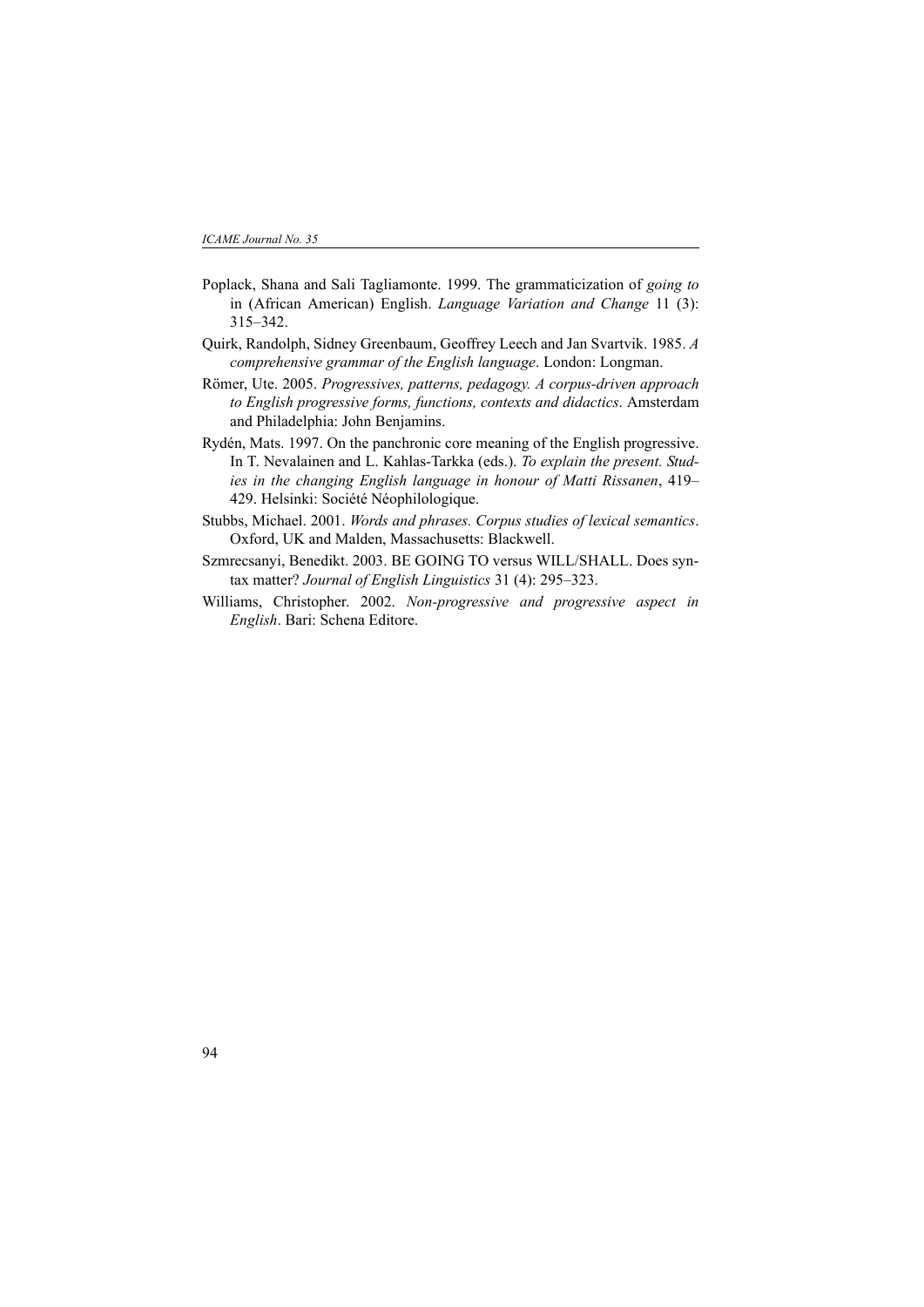Poplack, Shana and Sali Tagliamonte. 1999. The grammaticization of *going to* in (African American) English. *Language Variation and Change* 11 (3): 315–342.

Quirk, Randolph, Sidney Greenbaum, Geoffrey Leech and Jan Svartvik. 1985. *A comprehensive grammar of the English language*. London: Longman.

Römer, Ute. 2005. *Progressives, patterns, pedagogy. A corpus-driven approach to English progressive forms, functions, contexts and didactics*. Amsterdam and Philadelphia: John Benjamins.

Rydén, Mats. 1997. On the panchronic core meaning of the English progressive. In T. Nevalainen and L. Kahlas-Tarkka (eds.). *To explain the present. Studies in the changing English language in honour of Matti Rissanen*, 419–429. Helsinki: Société Néophilologique.

Stubbs, Michael. 2001. *Words and phrases. Corpus studies of lexical semantics*. Oxford, UK and Malden, Massachusetts: Blackwell.

Szmrecsanyi, Benedikt. 2003. BE GOING TO versus WILL/SHALL. Does syntax matter? *Journal of English Linguistics* 31 (4): 295–323.

Williams, Christopher. 2002. *Non-progressive and progressive aspect in English*. Bari: Schena Editore.